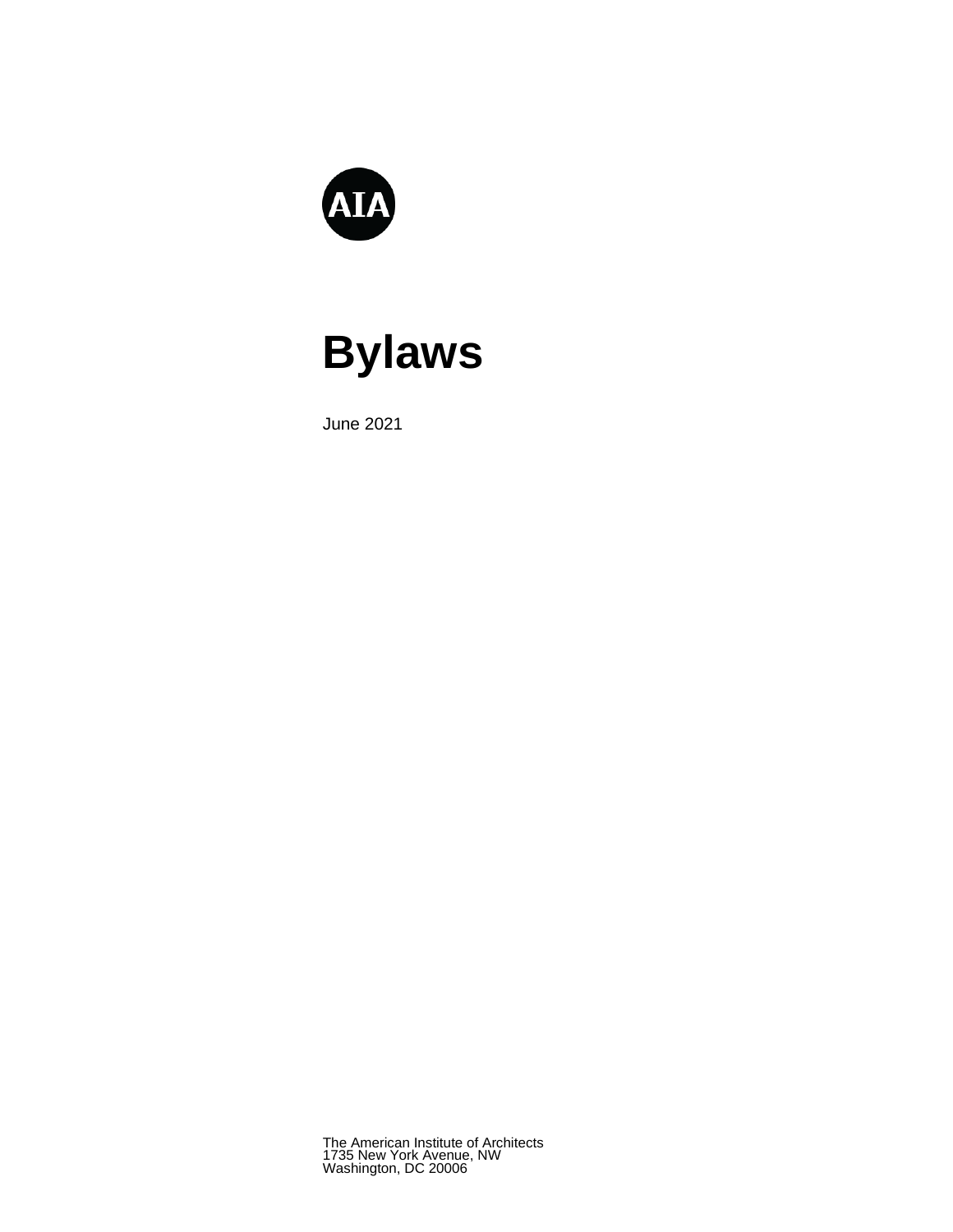AIA

# Bylaws

June 2021

The American Institute of Architects
1735 New York Avenue, NW
Washington, DC 20006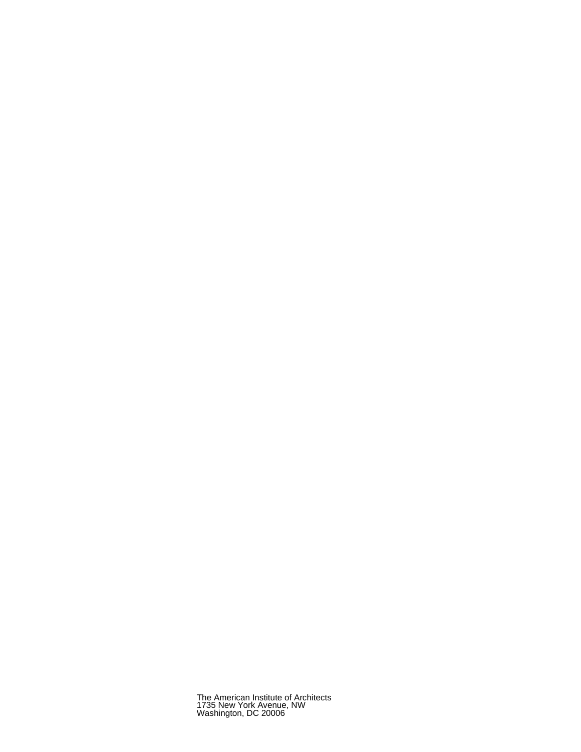The American Institute of Architects
1735 New York Avenue, NW
Washington, DC 20006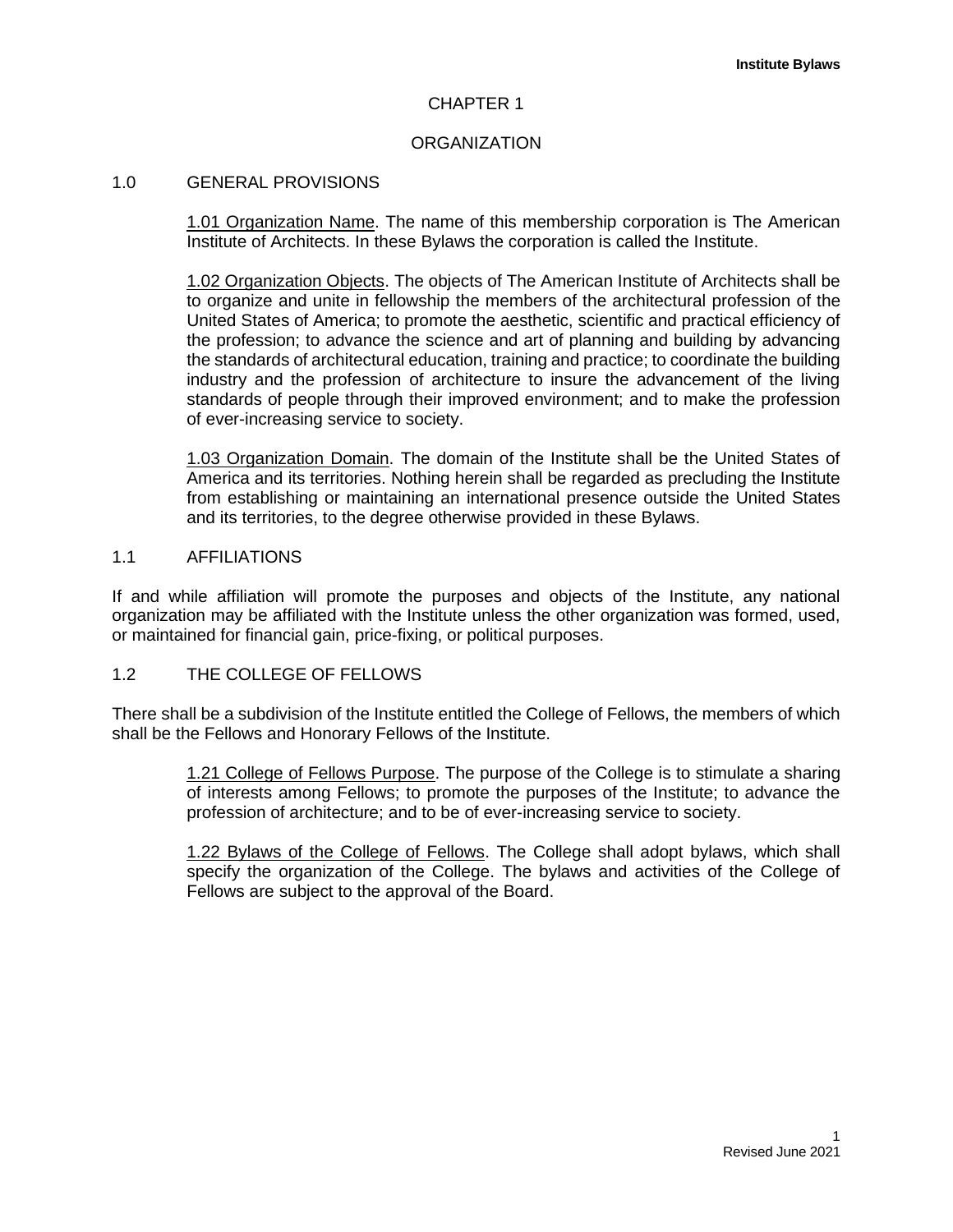# CHAPTER 1

# ORGANIZATION

## 1.0 GENERAL PROVISIONS

1.01 Organization Name. The name of this membership corporation is The American Institute of Architects. In these Bylaws the corporation is called the Institute.

1.02 Organization Objects. The objects of The American Institute of Architects shall be to organize and unite in fellowship the members of the architectural profession of the United States of America; to promote the aesthetic, scientific and practical efficiency of the profession; to advance the science and art of planning and building by advancing the standards of architectural education, training and practice; to coordinate the building industry and the profession of architecture to insure the advancement of the living standards of people through their improved environment; and to make the profession of ever-increasing service to society.

1.03 Organization Domain. The domain of the Institute shall be the United States of America and its territories. Nothing herein shall be regarded as precluding the Institute from establishing or maintaining an international presence outside the United States and its territories, to the degree otherwise provided in these Bylaws.

## 1.1 AFFILIATIONS

If and while affiliation will promote the purposes and objects of the Institute, any national organization may be affiliated with the Institute unless the other organization was formed, used, or maintained for financial gain, price-fixing, or political purposes.

## 1.2 THE COLLEGE OF FELLOWS

There shall be a subdivision of the Institute entitled the College of Fellows, the members of which shall be the Fellows and Honorary Fellows of the Institute.

1.21 College of Fellows Purpose. The purpose of the College is to stimulate a sharing of interests among Fellows; to promote the purposes of the Institute; to advance the profession of architecture; and to be of ever-increasing service to society.

1.22 Bylaws of the College of Fellows. The College shall adopt bylaws, which shall specify the organization of the College. The bylaws and activities of the College of Fellows are subject to the approval of the Board.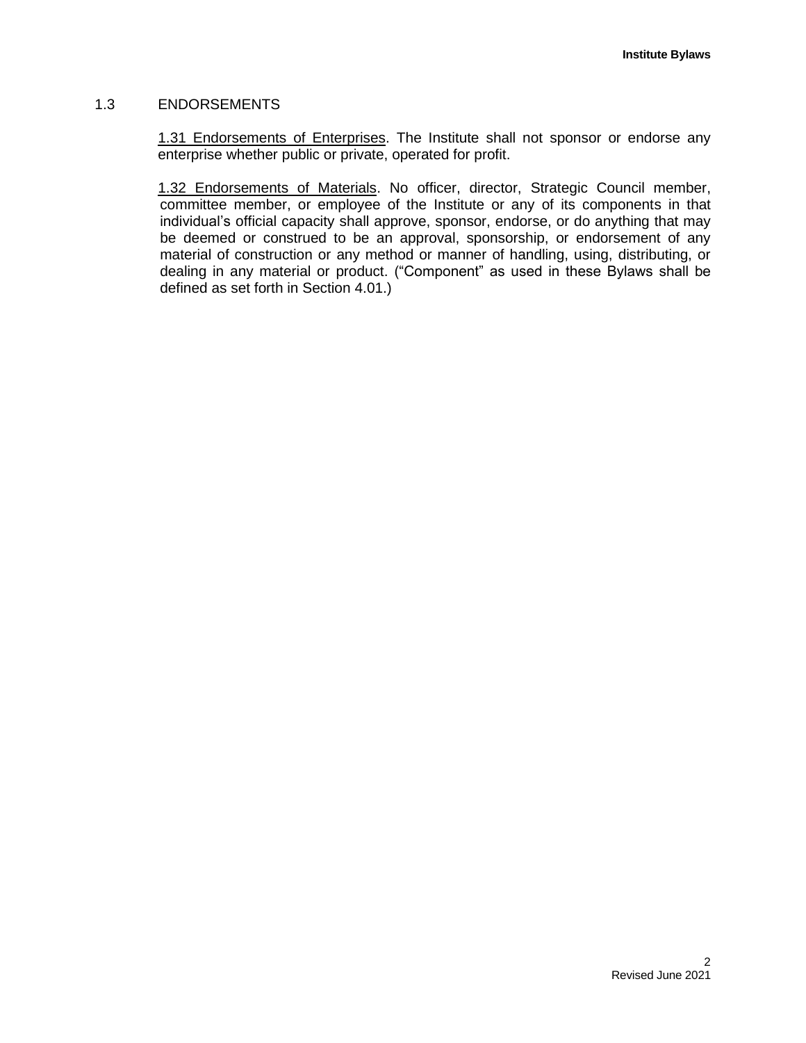## 1.3 ENDORSEMENTS

<u>1.31 Endorsements of Enterprises</u>. The Institute shall not sponsor or endorse any enterprise whether public or private, operated for profit.

<u>1.32 Endorsements of Materials</u>. No officer, director, Strategic Council member, committee member, or employee of the Institute or any of its components in that individual's official capacity shall approve, sponsor, endorse, or do anything that may be deemed or construed to be an approval, sponsorship, or endorsement of any material of construction or any method or manner of handling, using, distributing, or dealing in any material or product. ("Component" as used in these Bylaws shall be defined as set forth in Section 4.01.)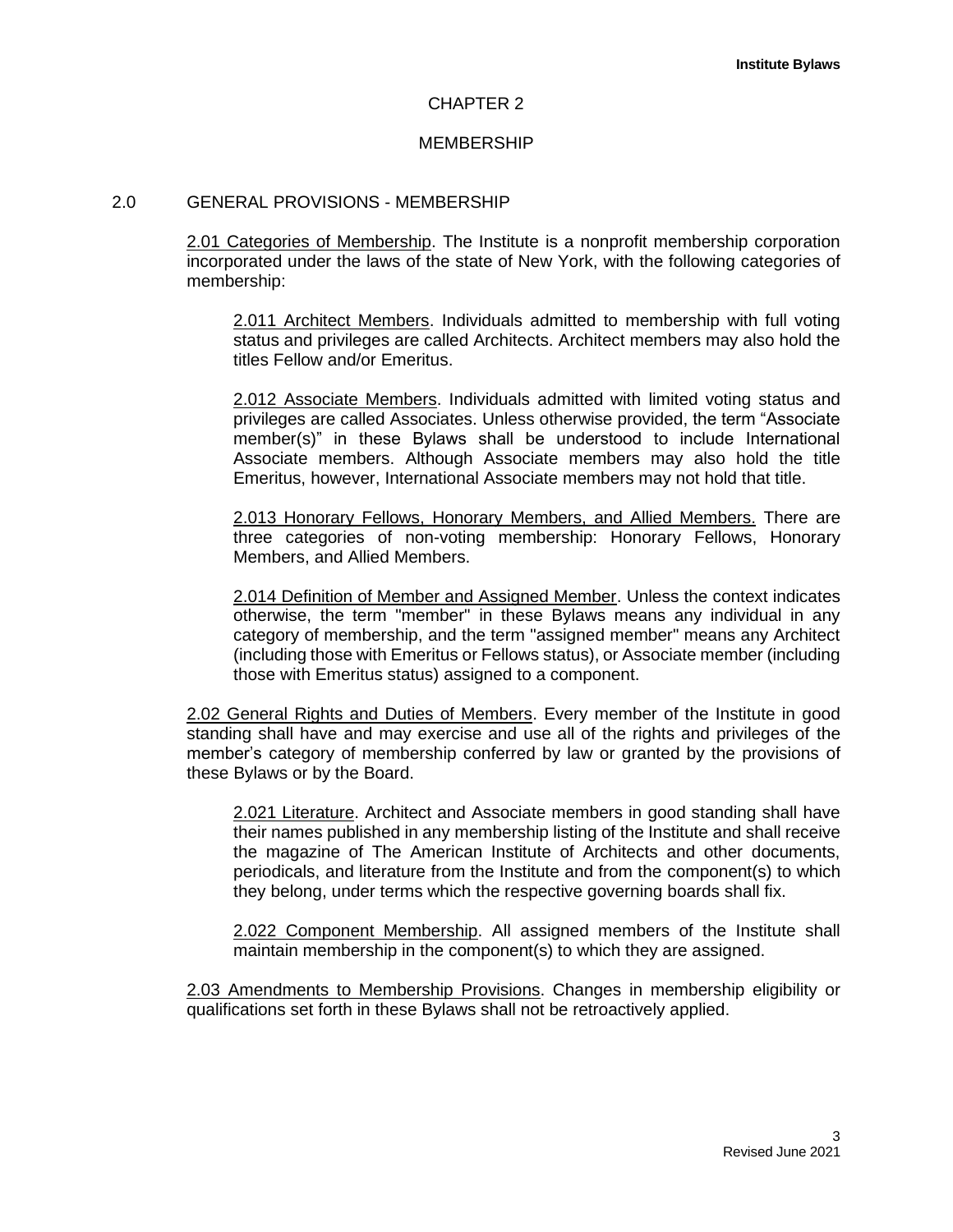# CHAPTER 2

## MEMBERSHIP

### 2.0 GENERAL PROVISIONS - MEMBERSHIP

2.01 Categories of Membership. The Institute is a nonprofit membership corporation incorporated under the laws of the state of New York, with the following categories of membership:

2.011 Architect Members. Individuals admitted to membership with full voting status and privileges are called Architects. Architect members may also hold the titles Fellow and/or Emeritus.

2.012 Associate Members. Individuals admitted with limited voting status and privileges are called Associates. Unless otherwise provided, the term "Associate member(s)" in these Bylaws shall be understood to include International Associate members. Although Associate members may also hold the title Emeritus, however, International Associate members may not hold that title.

2.013 Honorary Fellows, Honorary Members, and Allied Members. There are three categories of non-voting membership: Honorary Fellows, Honorary Members, and Allied Members.

2.014 Definition of Member and Assigned Member. Unless the context indicates otherwise, the term "member" in these Bylaws means any individual in any category of membership, and the term "assigned member" means any Architect (including those with Emeritus or Fellows status), or Associate member (including those with Emeritus status) assigned to a component.

2.02 General Rights and Duties of Members. Every member of the Institute in good standing shall have and may exercise and use all of the rights and privileges of the member's category of membership conferred by law or granted by the provisions of these Bylaws or by the Board.

2.021 Literature. Architect and Associate members in good standing shall have their names published in any membership listing of the Institute and shall receive the magazine of The American Institute of Architects and other documents, periodicals, and literature from the Institute and from the component(s) to which they belong, under terms which the respective governing boards shall fix.

2.022 Component Membership. All assigned members of the Institute shall maintain membership in the component(s) to which they are assigned.

2.03 Amendments to Membership Provisions. Changes in membership eligibility or qualifications set forth in these Bylaws shall not be retroactively applied.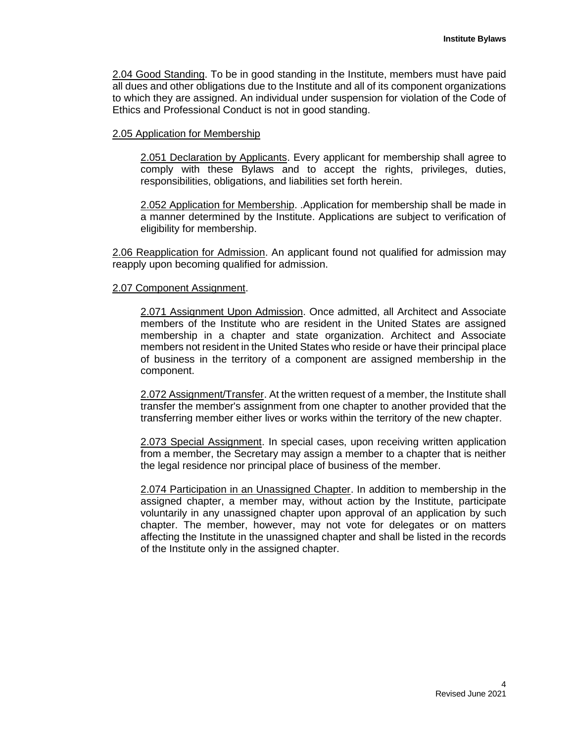2.04 Good Standing. To be in good standing in the Institute, members must have paid all dues and other obligations due to the Institute and all of its component organizations to which they are assigned. An individual under suspension for violation of the Code of Ethics and Professional Conduct is not in good standing.

2.05 Application for Membership

2.051 Declaration by Applicants. Every applicant for membership shall agree to comply with these Bylaws and to accept the rights, privileges, duties, responsibilities, obligations, and liabilities set forth herein.

2.052 Application for Membership. .Application for membership shall be made in a manner determined by the Institute. Applications are subject to verification of eligibility for membership.

2.06 Reapplication for Admission. An applicant found not qualified for admission may reapply upon becoming qualified for admission.

2.07 Component Assignment.

2.071 Assignment Upon Admission. Once admitted, all Architect and Associate members of the Institute who are resident in the United States are assigned membership in a chapter and state organization. Architect and Associate members not resident in the United States who reside or have their principal place of business in the territory of a component are assigned membership in the component.

2.072 Assignment/Transfer. At the written request of a member, the Institute shall transfer the member's assignment from one chapter to another provided that the transferring member either lives or works within the territory of the new chapter.

2.073 Special Assignment. In special cases, upon receiving written application from a member, the Secretary may assign a member to a chapter that is neither the legal residence nor principal place of business of the member.

2.074 Participation in an Unassigned Chapter. In addition to membership in the assigned chapter, a member may, without action by the Institute, participate voluntarily in any unassigned chapter upon approval of an application by such chapter. The member, however, may not vote for delegates or on matters affecting the Institute in the unassigned chapter and shall be listed in the records of the Institute only in the assigned chapter.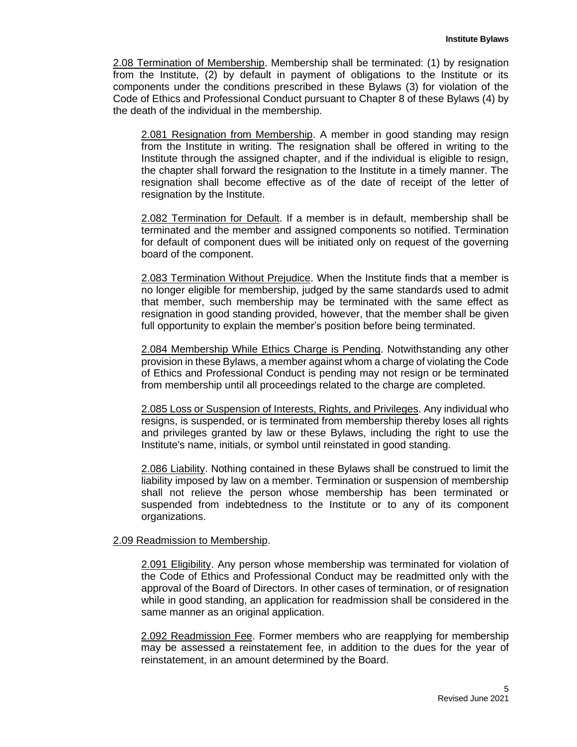<u>2.08 Termination of Membership</u>. Membership shall be terminated: (1) by resignation from the Institute, (2) by default in payment of obligations to the Institute or its components under the conditions prescribed in these Bylaws (3) for violation of the Code of Ethics and Professional Conduct pursuant to Chapter 8 of these Bylaws (4) by the death of the individual in the membership.

<u>2.081 Resignation from Membership</u>. A member in good standing may resign from the Institute in writing. The resignation shall be offered in writing to the Institute through the assigned chapter, and if the individual is eligible to resign, the chapter shall forward the resignation to the Institute in a timely manner. The resignation shall become effective as of the date of receipt of the letter of resignation by the Institute.

<u>2.082 Termination for Default</u>. If a member is in default, membership shall be terminated and the member and assigned components so notified. Termination for default of component dues will be initiated only on request of the governing board of the component.

<u>2.083 Termination Without Prejudice</u>. When the Institute finds that a member is no longer eligible for membership, judged by the same standards used to admit that member, such membership may be terminated with the same effect as resignation in good standing provided, however, that the member shall be given full opportunity to explain the member's position before being terminated.

<u>2.084 Membership While Ethics Charge is Pending</u>. Notwithstanding any other provision in these Bylaws, a member against whom a charge of violating the Code of Ethics and Professional Conduct is pending may not resign or be terminated from membership until all proceedings related to the charge are completed.

<u>2.085 Loss or Suspension of Interests, Rights, and Privileges</u>. Any individual who resigns, is suspended, or is terminated from membership thereby loses all rights and privileges granted by law or these Bylaws, including the right to use the Institute's name, initials, or symbol until reinstated in good standing.

<u>2.086 Liability</u>. Nothing contained in these Bylaws shall be construed to limit the liability imposed by law on a member. Termination or suspension of membership shall not relieve the person whose membership has been terminated or suspended from indebtedness to the Institute or to any of its component organizations.

<u>2.09 Readmission to Membership</u>.

<u>2.091 Eligibility</u>. Any person whose membership was terminated for violation of the Code of Ethics and Professional Conduct may be readmitted only with the approval of the Board of Directors. In other cases of termination, or of resignation while in good standing, an application for readmission shall be considered in the same manner as an original application.

<u>2.092 Readmission Fee</u>. Former members who are reapplying for membership may be assessed a reinstatement fee, in addition to the dues for the year of reinstatement, in an amount determined by the Board.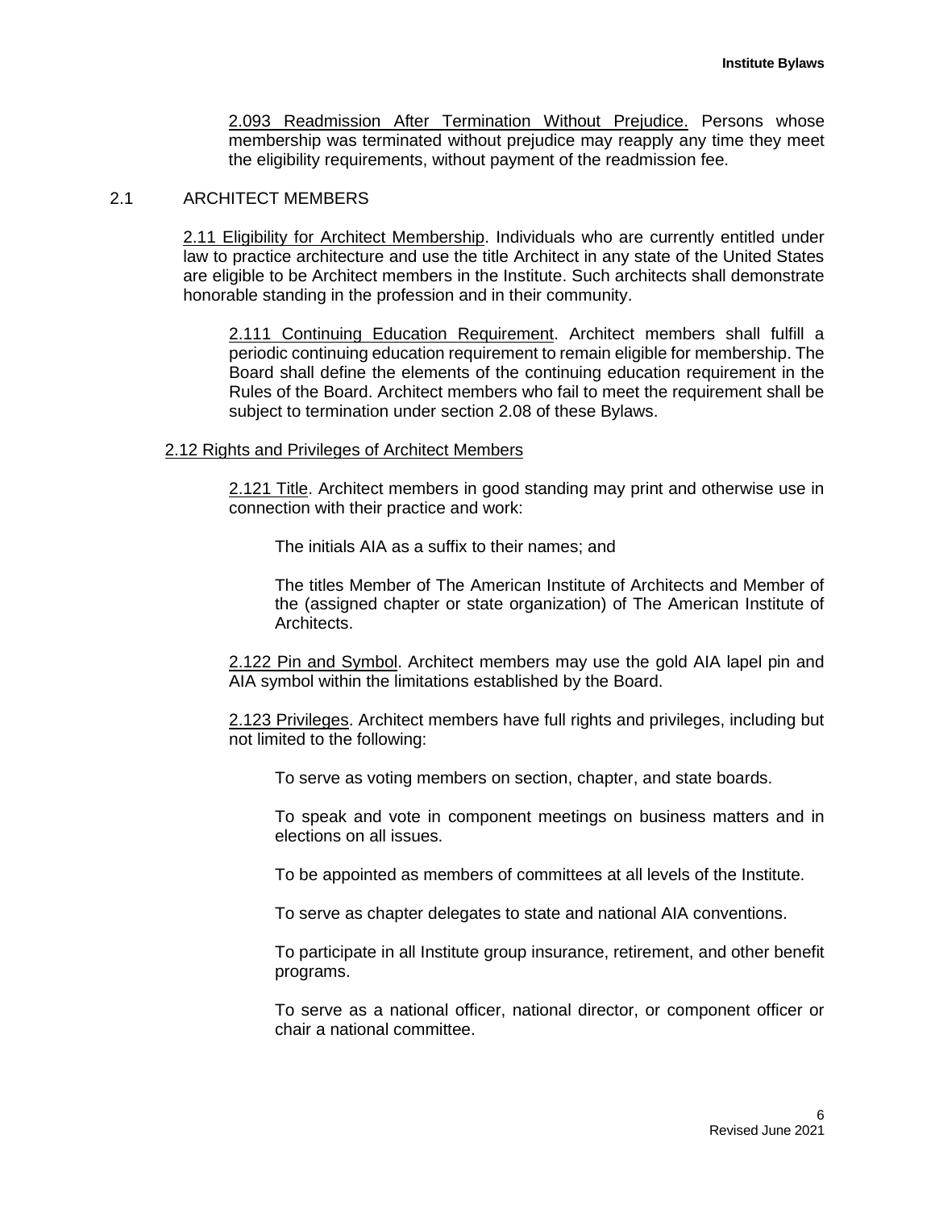2.093 Readmission After Termination Without Prejudice. Persons whose membership was terminated without prejudice may reapply any time they meet the eligibility requirements, without payment of the readmission fee.

## 2.1 ARCHITECT MEMBERS

2.11 Eligibility for Architect Membership. Individuals who are currently entitled under law to practice architecture and use the title Architect in any state of the United States are eligible to be Architect members in the Institute. Such architects shall demonstrate honorable standing in the profession and in their community.

2.111 Continuing Education Requirement. Architect members shall fulfill a periodic continuing education requirement to remain eligible for membership. The Board shall define the elements of the continuing education requirement in the Rules of the Board. Architect members who fail to meet the requirement shall be subject to termination under section 2.08 of these Bylaws.

2.12 Rights and Privileges of Architect Members

2.121 Title. Architect members in good standing may print and otherwise use in connection with their practice and work:

The initials AIA as a suffix to their names; and

The titles Member of The American Institute of Architects and Member of the (assigned chapter or state organization) of The American Institute of Architects.

2.122 Pin and Symbol. Architect members may use the gold AIA lapel pin and AIA symbol within the limitations established by the Board.

2.123 Privileges. Architect members have full rights and privileges, including but not limited to the following:

To serve as voting members on section, chapter, and state boards.

To speak and vote in component meetings on business matters and in elections on all issues.

To be appointed as members of committees at all levels of the Institute.

To serve as chapter delegates to state and national AIA conventions.

To participate in all Institute group insurance, retirement, and other benefit programs.

To serve as a national officer, national director, or component officer or chair a national committee.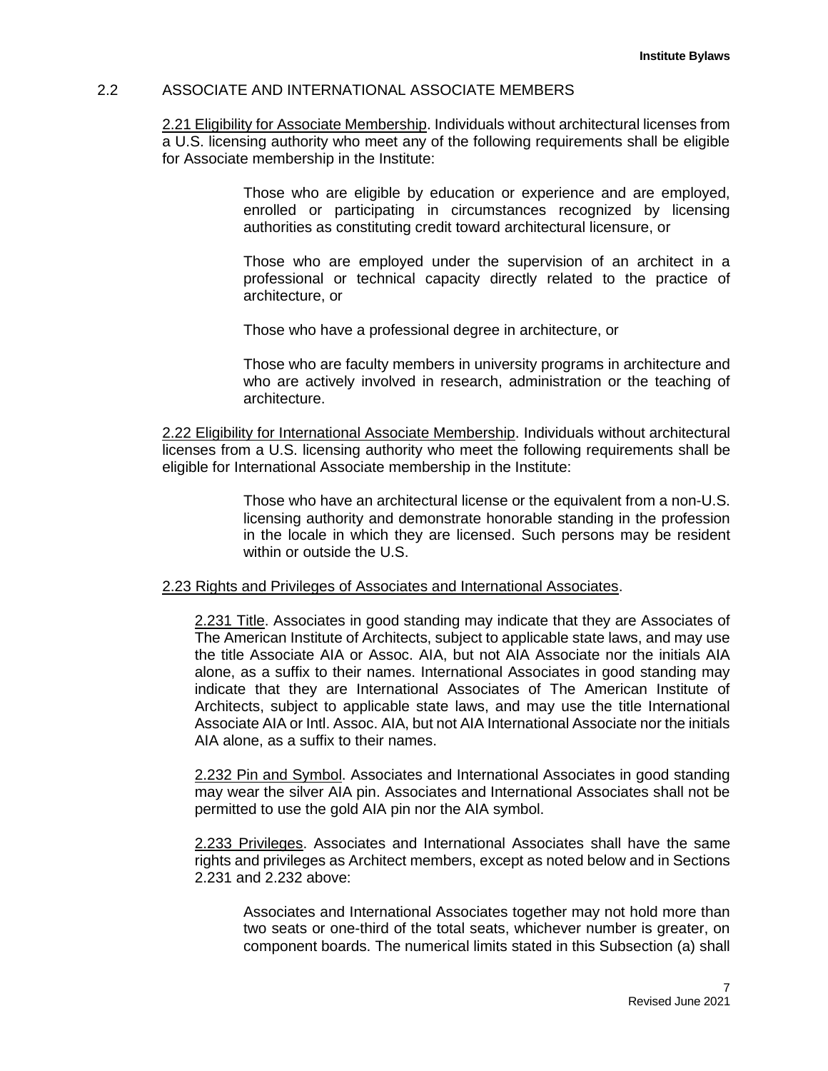## 2.2 ASSOCIATE AND INTERNATIONAL ASSOCIATE MEMBERS

2.21 Eligibility for Associate Membership. Individuals without architectural licenses from a U.S. licensing authority who meet any of the following requirements shall be eligible for Associate membership in the Institute:

> Those who are eligible by education or experience and are employed, enrolled or participating in circumstances recognized by licensing authorities as constituting credit toward architectural licensure, or
>
> Those who are employed under the supervision of an architect in a professional or technical capacity directly related to the practice of architecture, or
>
> Those who have a professional degree in architecture, or
>
> Those who are faculty members in university programs in architecture and who are actively involved in research, administration or the teaching of architecture.

2.22 Eligibility for International Associate Membership. Individuals without architectural licenses from a U.S. licensing authority who meet the following requirements shall be eligible for International Associate membership in the Institute:

> Those who have an architectural license or the equivalent from a non-U.S. licensing authority and demonstrate honorable standing in the profession in the locale in which they are licensed. Such persons may be resident within or outside the U.S.

2.23 Rights and Privileges of Associates and International Associates.

2.231 Title. Associates in good standing may indicate that they are Associates of The American Institute of Architects, subject to applicable state laws, and may use the title Associate AIA or Assoc. AIA, but not AIA Associate nor the initials AIA alone, as a suffix to their names. International Associates in good standing may indicate that they are International Associates of The American Institute of Architects, subject to applicable state laws, and may use the title International Associate AIA or Intl. Assoc. AIA, but not AIA International Associate nor the initials AIA alone, as a suffix to their names.

2.232 Pin and Symbol. Associates and International Associates in good standing may wear the silver AIA pin. Associates and International Associates shall not be permitted to use the gold AIA pin nor the AIA symbol.

2.233 Privileges. Associates and International Associates shall have the same rights and privileges as Architect members, except as noted below and in Sections 2.231 and 2.232 above:

> Associates and International Associates together may not hold more than two seats or one-third of the total seats, whichever number is greater, on component boards. The numerical limits stated in this Subsection (a) shall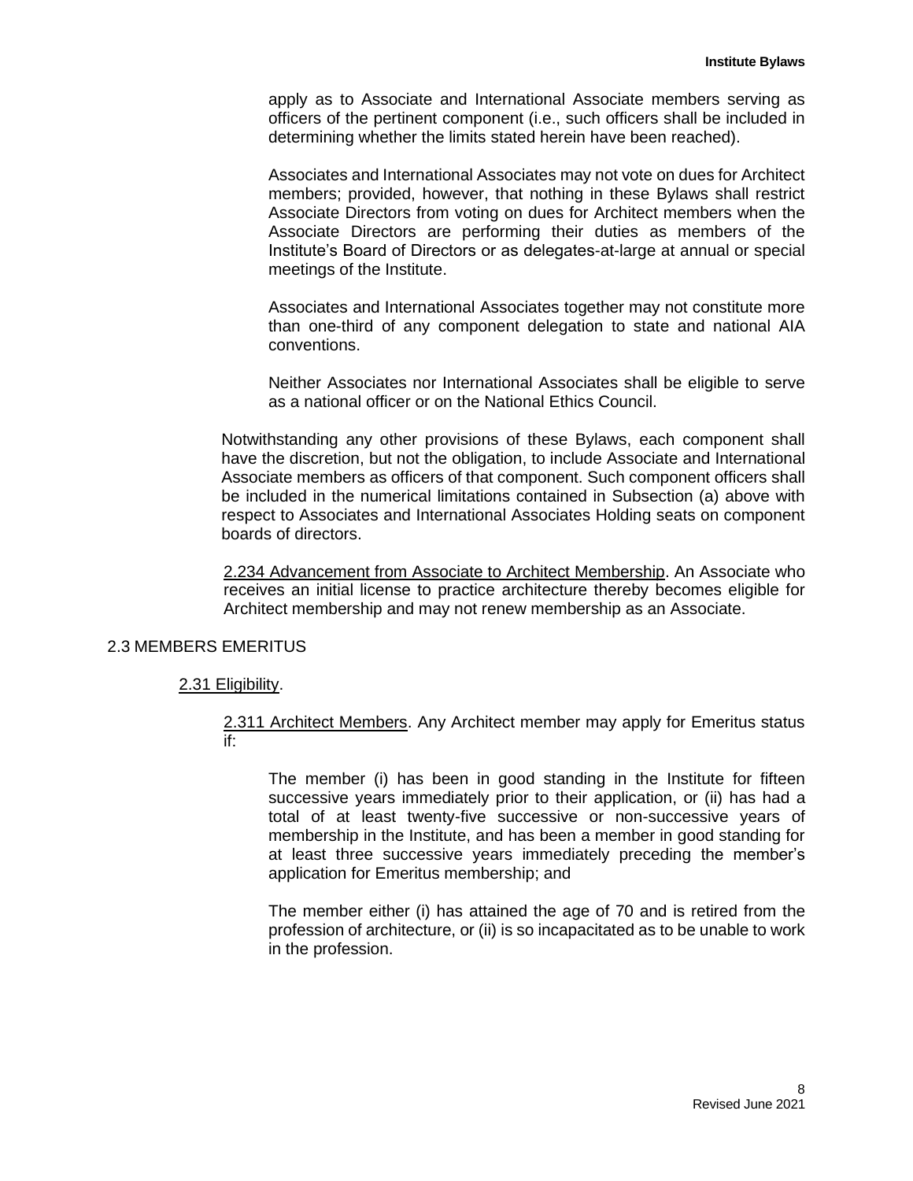apply as to Associate and International Associate members serving as officers of the pertinent component (i.e., such officers shall be included in determining whether the limits stated herein have been reached).

Associates and International Associates may not vote on dues for Architect members; provided, however, that nothing in these Bylaws shall restrict Associate Directors from voting on dues for Architect members when the Associate Directors are performing their duties as members of the Institute's Board of Directors or as delegates-at-large at annual or special meetings of the Institute.

Associates and International Associates together may not constitute more than one-third of any component delegation to state and national AIA conventions.

Neither Associates nor International Associates shall be eligible to serve as a national officer or on the National Ethics Council.

Notwithstanding any other provisions of these Bylaws, each component shall have the discretion, but not the obligation, to include Associate and International Associate members as officers of that component. Such component officers shall be included in the numerical limitations contained in Subsection (a) above with respect to Associates and International Associates Holding seats on component boards of directors.

2.234 Advancement from Associate to Architect Membership. An Associate who receives an initial license to practice architecture thereby becomes eligible for Architect membership and may not renew membership as an Associate.

## 2.3 MEMBERS EMERITUS

### 2.31 Eligibility.

2.311 Architect Members. Any Architect member may apply for Emeritus status if:

The member (i) has been in good standing in the Institute for fifteen successive years immediately prior to their application, or (ii) has had a total of at least twenty-five successive or non-successive years of membership in the Institute, and has been a member in good standing for at least three successive years immediately preceding the member's application for Emeritus membership; and

The member either (i) has attained the age of 70 and is retired from the profession of architecture, or (ii) is so incapacitated as to be unable to work in the profession.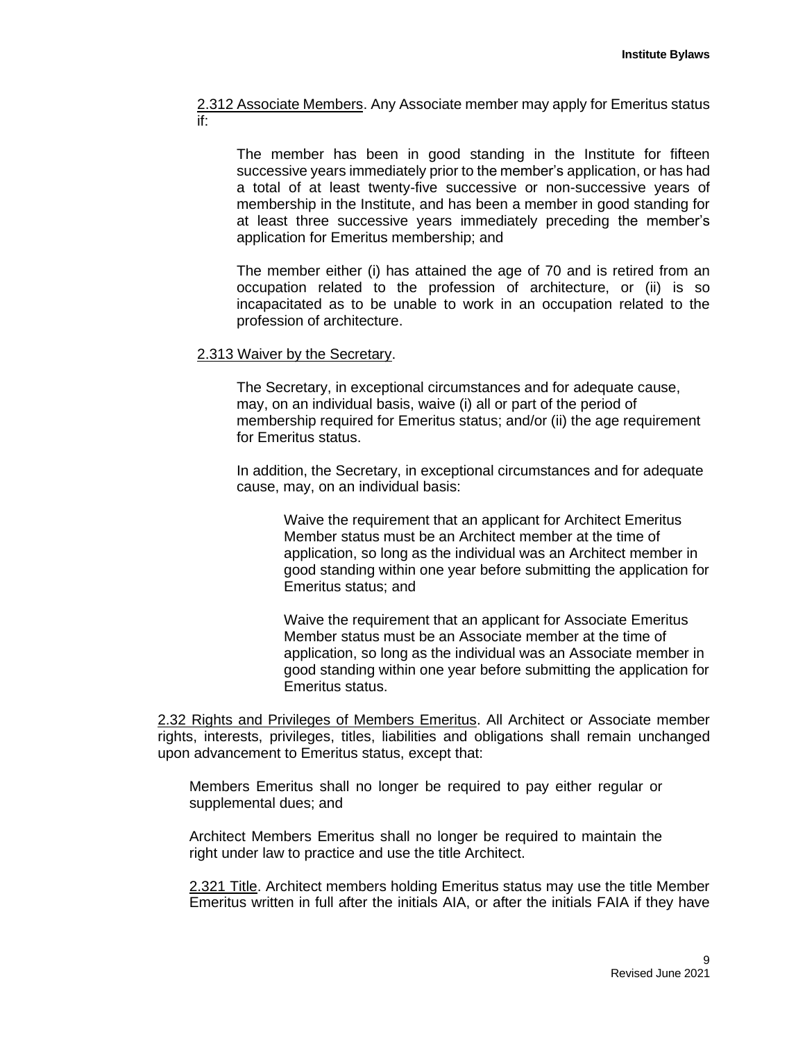2.312 Associate Members. Any Associate member may apply for Emeritus status if:

The member has been in good standing in the Institute for fifteen successive years immediately prior to the member's application, or has had a total of at least twenty-five successive or non-successive years of membership in the Institute, and has been a member in good standing for at least three successive years immediately preceding the member's application for Emeritus membership; and

The member either (i) has attained the age of 70 and is retired from an occupation related to the profession of architecture, or (ii) is so incapacitated as to be unable to work in an occupation related to the profession of architecture.

2.313 Waiver by the Secretary.

The Secretary, in exceptional circumstances and for adequate cause, may, on an individual basis, waive (i) all or part of the period of membership required for Emeritus status; and/or (ii) the age requirement for Emeritus status.

In addition, the Secretary, in exceptional circumstances and for adequate cause, may, on an individual basis:

Waive the requirement that an applicant for Architect Emeritus Member status must be an Architect member at the time of application, so long as the individual was an Architect member in good standing within one year before submitting the application for Emeritus status; and

Waive the requirement that an applicant for Associate Emeritus Member status must be an Associate member at the time of application, so long as the individual was an Associate member in good standing within one year before submitting the application for Emeritus status.

2.32 Rights and Privileges of Members Emeritus. All Architect or Associate member rights, interests, privileges, titles, liabilities and obligations shall remain unchanged upon advancement to Emeritus status, except that:

Members Emeritus shall no longer be required to pay either regular or supplemental dues; and

Architect Members Emeritus shall no longer be required to maintain the right under law to practice and use the title Architect.

2.321 Title. Architect members holding Emeritus status may use the title Member Emeritus written in full after the initials AIA, or after the initials FAIA if they have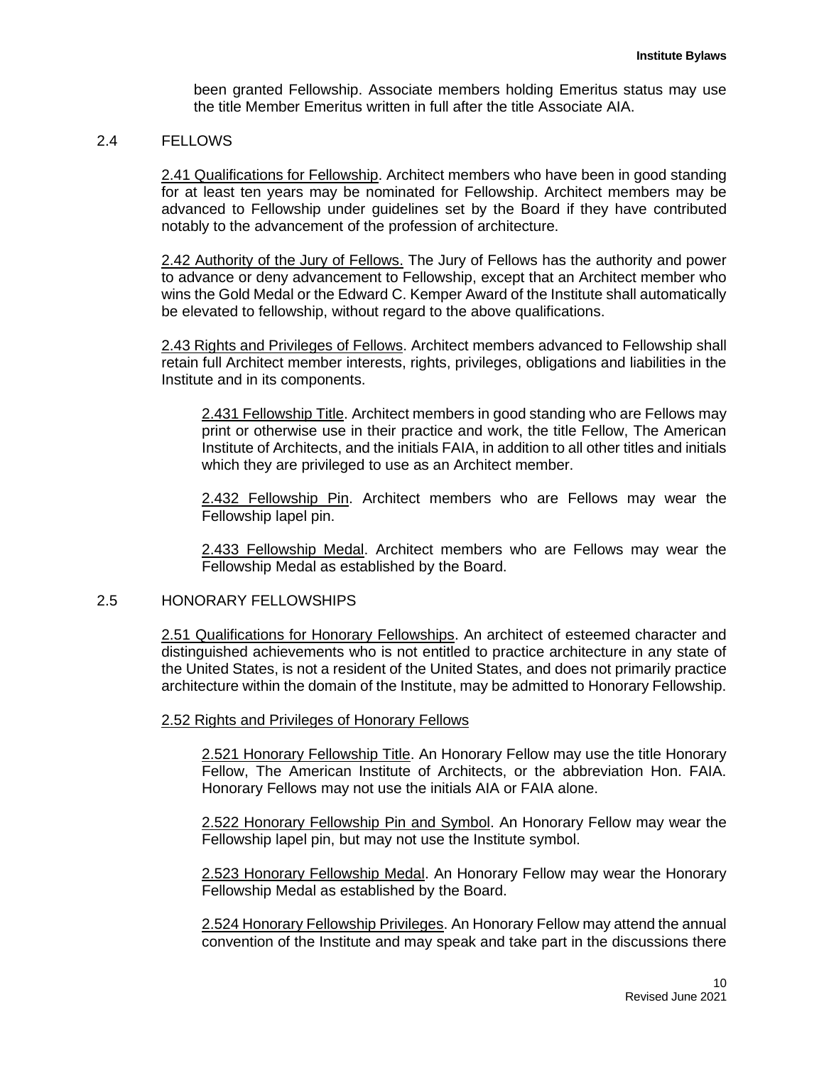been granted Fellowship. Associate members holding Emeritus status may use the title Member Emeritus written in full after the title Associate AIA.

## 2.4 FELLOWS

2.41 Qualifications for Fellowship. Architect members who have been in good standing for at least ten years may be nominated for Fellowship. Architect members may be advanced to Fellowship under guidelines set by the Board if they have contributed notably to the advancement of the profession of architecture.

2.42 Authority of the Jury of Fellows. The Jury of Fellows has the authority and power to advance or deny advancement to Fellowship, except that an Architect member who wins the Gold Medal or the Edward C. Kemper Award of the Institute shall automatically be elevated to fellowship, without regard to the above qualifications.

2.43 Rights and Privileges of Fellows. Architect members advanced to Fellowship shall retain full Architect member interests, rights, privileges, obligations and liabilities in the Institute and in its components.

2.431 Fellowship Title. Architect members in good standing who are Fellows may print or otherwise use in their practice and work, the title Fellow, The American Institute of Architects, and the initials FAIA, in addition to all other titles and initials which they are privileged to use as an Architect member.

2.432 Fellowship Pin. Architect members who are Fellows may wear the Fellowship lapel pin.

2.433 Fellowship Medal. Architect members who are Fellows may wear the Fellowship Medal as established by the Board.

## 2.5 HONORARY FELLOWSHIPS

2.51 Qualifications for Honorary Fellowships. An architect of esteemed character and distinguished achievements who is not entitled to practice architecture in any state of the United States, is not a resident of the United States, and does not primarily practice architecture within the domain of the Institute, may be admitted to Honorary Fellowship.

2.52 Rights and Privileges of Honorary Fellows

2.521 Honorary Fellowship Title. An Honorary Fellow may use the title Honorary Fellow, The American Institute of Architects, or the abbreviation Hon. FAIA. Honorary Fellows may not use the initials AIA or FAIA alone.

2.522 Honorary Fellowship Pin and Symbol. An Honorary Fellow may wear the Fellowship lapel pin, but may not use the Institute symbol.

2.523 Honorary Fellowship Medal. An Honorary Fellow may wear the Honorary Fellowship Medal as established by the Board.

2.524 Honorary Fellowship Privileges. An Honorary Fellow may attend the annual convention of the Institute and may speak and take part in the discussions there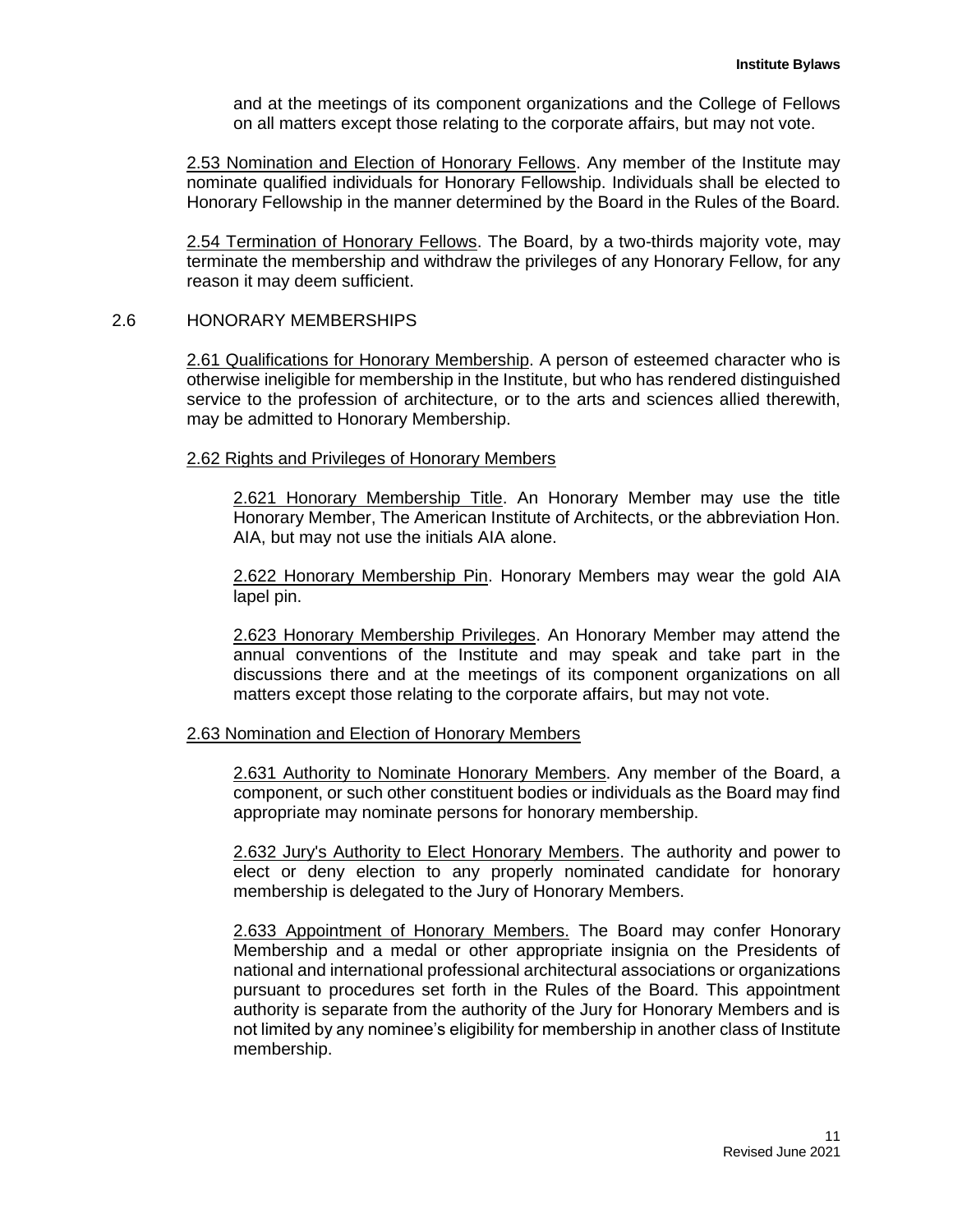and at the meetings of its component organizations and the College of Fellows on all matters except those relating to the corporate affairs, but may not vote.

2.53 Nomination and Election of Honorary Fellows. Any member of the Institute may nominate qualified individuals for Honorary Fellowship. Individuals shall be elected to Honorary Fellowship in the manner determined by the Board in the Rules of the Board.

2.54 Termination of Honorary Fellows. The Board, by a two-thirds majority vote, may terminate the membership and withdraw the privileges of any Honorary Fellow, for any reason it may deem sufficient.

## 2.6 HONORARY MEMBERSHIPS

2.61 Qualifications for Honorary Membership. A person of esteemed character who is otherwise ineligible for membership in the Institute, but who has rendered distinguished service to the profession of architecture, or to the arts and sciences allied therewith, may be admitted to Honorary Membership.

2.62 Rights and Privileges of Honorary Members

2.621 Honorary Membership Title. An Honorary Member may use the title Honorary Member, The American Institute of Architects, or the abbreviation Hon. AIA, but may not use the initials AIA alone.

2.622 Honorary Membership Pin. Honorary Members may wear the gold AIA lapel pin.

2.623 Honorary Membership Privileges. An Honorary Member may attend the annual conventions of the Institute and may speak and take part in the discussions there and at the meetings of its component organizations on all matters except those relating to the corporate affairs, but may not vote.

2.63 Nomination and Election of Honorary Members

2.631 Authority to Nominate Honorary Members. Any member of the Board, a component, or such other constituent bodies or individuals as the Board may find appropriate may nominate persons for honorary membership.

2.632 Jury's Authority to Elect Honorary Members. The authority and power to elect or deny election to any properly nominated candidate for honorary membership is delegated to the Jury of Honorary Members.

2.633 Appointment of Honorary Members. The Board may confer Honorary Membership and a medal or other appropriate insignia on the Presidents of national and international professional architectural associations or organizations pursuant to procedures set forth in the Rules of the Board. This appointment authority is separate from the authority of the Jury for Honorary Members and is not limited by any nominee's eligibility for membership in another class of Institute membership.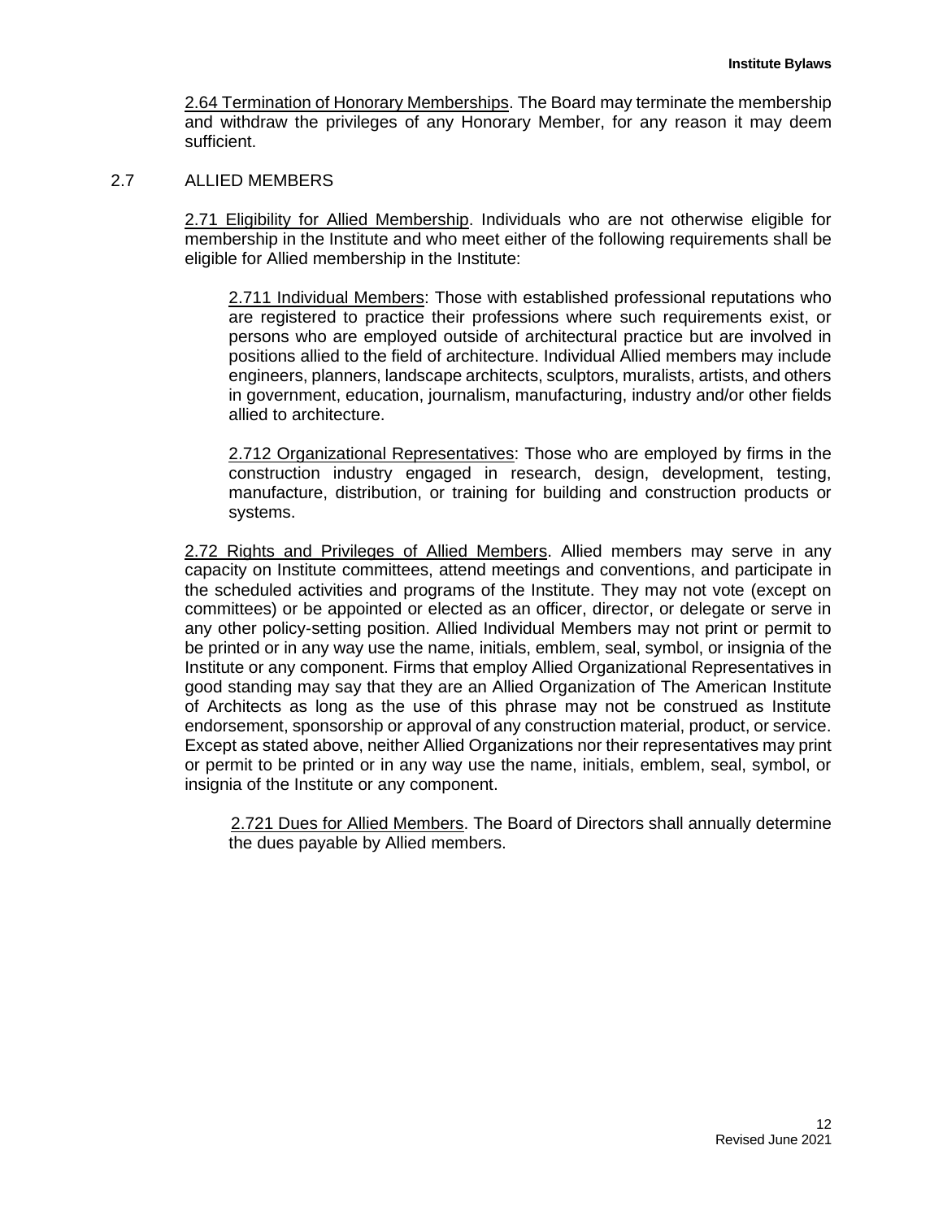2.64 Termination of Honorary Memberships. The Board may terminate the membership and withdraw the privileges of any Honorary Member, for any reason it may deem sufficient.

## 2.7 ALLIED MEMBERS

2.71 Eligibility for Allied Membership. Individuals who are not otherwise eligible for membership in the Institute and who meet either of the following requirements shall be eligible for Allied membership in the Institute:

2.711 Individual Members: Those with established professional reputations who are registered to practice their professions where such requirements exist, or persons who are employed outside of architectural practice but are involved in positions allied to the field of architecture. Individual Allied members may include engineers, planners, landscape architects, sculptors, muralists, artists, and others in government, education, journalism, manufacturing, industry and/or other fields allied to architecture.

2.712 Organizational Representatives: Those who are employed by firms in the construction industry engaged in research, design, development, testing, manufacture, distribution, or training for building and construction products or systems.

2.72 Rights and Privileges of Allied Members. Allied members may serve in any capacity on Institute committees, attend meetings and conventions, and participate in the scheduled activities and programs of the Institute. They may not vote (except on committees) or be appointed or elected as an officer, director, or delegate or serve in any other policy-setting position. Allied Individual Members may not print or permit to be printed or in any way use the name, initials, emblem, seal, symbol, or insignia of the Institute or any component. Firms that employ Allied Organizational Representatives in good standing may say that they are an Allied Organization of The American Institute of Architects as long as the use of this phrase may not be construed as Institute endorsement, sponsorship or approval of any construction material, product, or service. Except as stated above, neither Allied Organizations nor their representatives may print or permit to be printed or in any way use the name, initials, emblem, seal, symbol, or insignia of the Institute or any component.

2.721 Dues for Allied Members. The Board of Directors shall annually determine the dues payable by Allied members.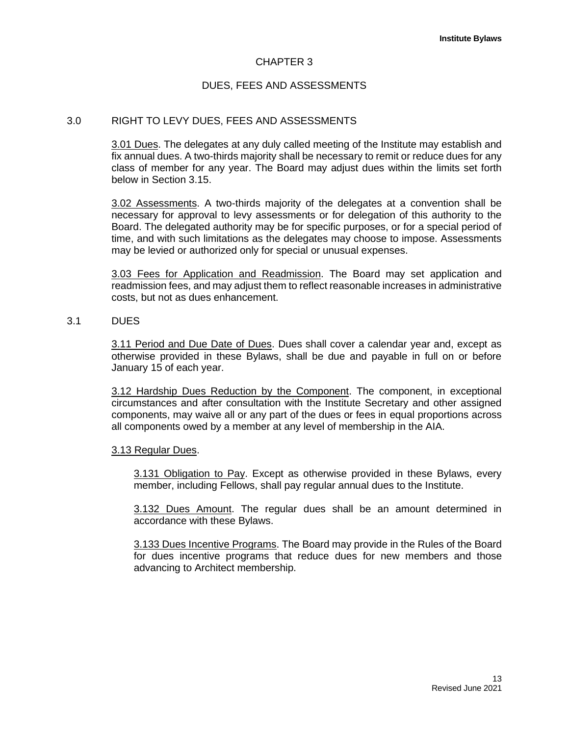# CHAPTER 3

## DUES, FEES AND ASSESSMENTS

### 3.0 RIGHT TO LEVY DUES, FEES AND ASSESSMENTS

3.01 Dues. The delegates at any duly called meeting of the Institute may establish and fix annual dues. A two-thirds majority shall be necessary to remit or reduce dues for any class of member for any year. The Board may adjust dues within the limits set forth below in Section 3.15.

3.02 Assessments. A two-thirds majority of the delegates at a convention shall be necessary for approval to levy assessments or for delegation of this authority to the Board. The delegated authority may be for specific purposes, or for a special period of time, and with such limitations as the delegates may choose to impose. Assessments may be levied or authorized only for special or unusual expenses.

3.03 Fees for Application and Readmission. The Board may set application and readmission fees, and may adjust them to reflect reasonable increases in administrative costs, but not as dues enhancement.

### 3.1 DUES

3.11 Period and Due Date of Dues. Dues shall cover a calendar year and, except as otherwise provided in these Bylaws, shall be due and payable in full on or before January 15 of each year.

3.12 Hardship Dues Reduction by the Component. The component, in exceptional circumstances and after consultation with the Institute Secretary and other assigned components, may waive all or any part of the dues or fees in equal proportions across all components owed by a member at any level of membership in the AIA.

3.13 Regular Dues.

3.131 Obligation to Pay. Except as otherwise provided in these Bylaws, every member, including Fellows, shall pay regular annual dues to the Institute.

3.132 Dues Amount. The regular dues shall be an amount determined in accordance with these Bylaws.

3.133 Dues Incentive Programs. The Board may provide in the Rules of the Board for dues incentive programs that reduce dues for new members and those advancing to Architect membership.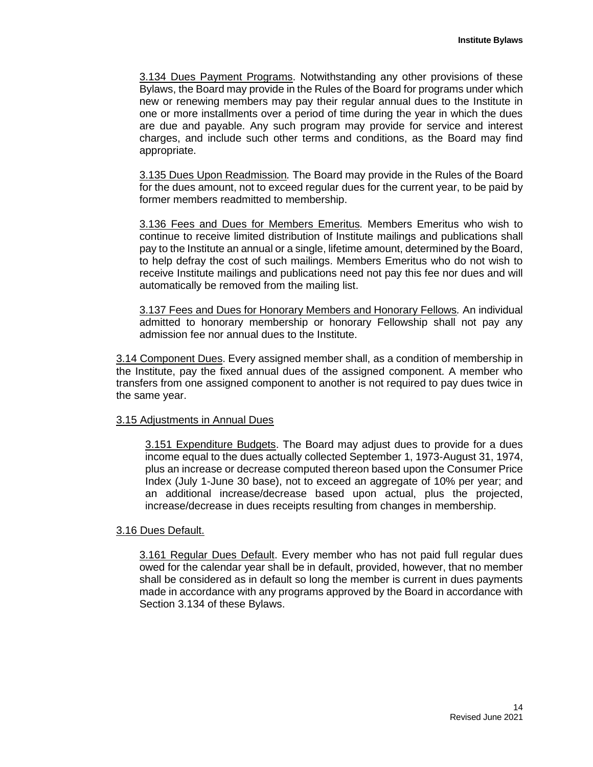3.134 Dues Payment Programs. Notwithstanding any other provisions of these Bylaws, the Board may provide in the Rules of the Board for programs under which new or renewing members may pay their regular annual dues to the Institute in one or more installments over a period of time during the year in which the dues are due and payable. Any such program may provide for service and interest charges, and include such other terms and conditions, as the Board may find appropriate.

3.135 Dues Upon Readmission. The Board may provide in the Rules of the Board for the dues amount, not to exceed regular dues for the current year, to be paid by former members readmitted to membership.

3.136 Fees and Dues for Members Emeritus. Members Emeritus who wish to continue to receive limited distribution of Institute mailings and publications shall pay to the Institute an annual or a single, lifetime amount, determined by the Board, to help defray the cost of such mailings. Members Emeritus who do not wish to receive Institute mailings and publications need not pay this fee nor dues and will automatically be removed from the mailing list.

3.137 Fees and Dues for Honorary Members and Honorary Fellows. An individual admitted to honorary membership or honorary Fellowship shall not pay any admission fee nor annual dues to the Institute.

3.14 Component Dues. Every assigned member shall, as a condition of membership in the Institute, pay the fixed annual dues of the assigned component. A member who transfers from one assigned component to another is not required to pay dues twice in the same year.

3.15 Adjustments in Annual Dues

3.151 Expenditure Budgets. The Board may adjust dues to provide for a dues income equal to the dues actually collected September 1, 1973-August 31, 1974, plus an increase or decrease computed thereon based upon the Consumer Price Index (July 1-June 30 base), not to exceed an aggregate of 10% per year; and an additional increase/decrease based upon actual, plus the projected, increase/decrease in dues receipts resulting from changes in membership.

3.16 Dues Default.

3.161 Regular Dues Default. Every member who has not paid full regular dues owed for the calendar year shall be in default, provided, however, that no member shall be considered as in default so long the member is current in dues payments made in accordance with any programs approved by the Board in accordance with Section 3.134 of these Bylaws.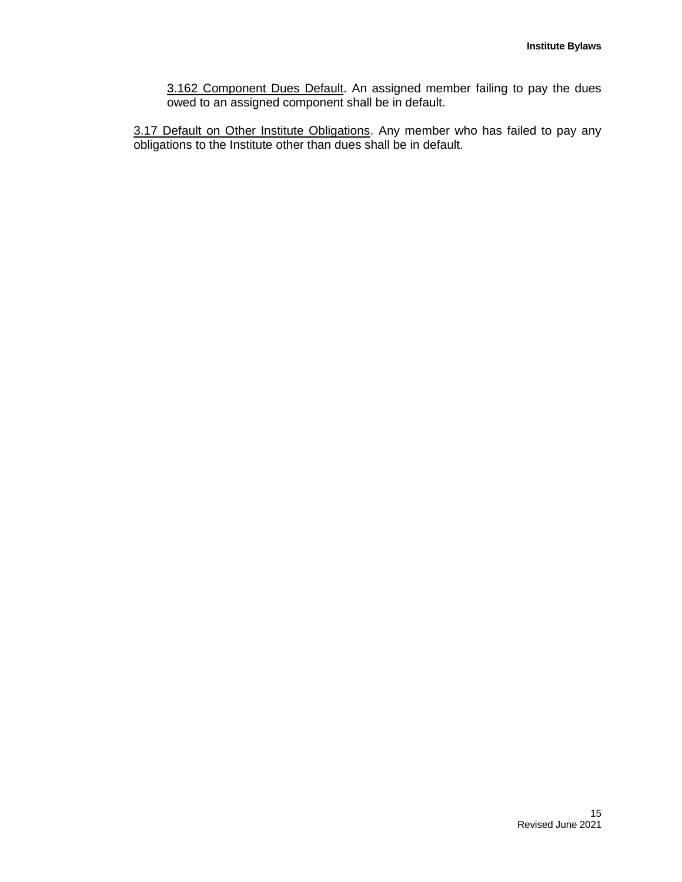3.162 Component Dues Default. An assigned member failing to pay the dues owed to an assigned component shall be in default.

3.17 Default on Other Institute Obligations. Any member who has failed to pay any obligations to the Institute other than dues shall be in default.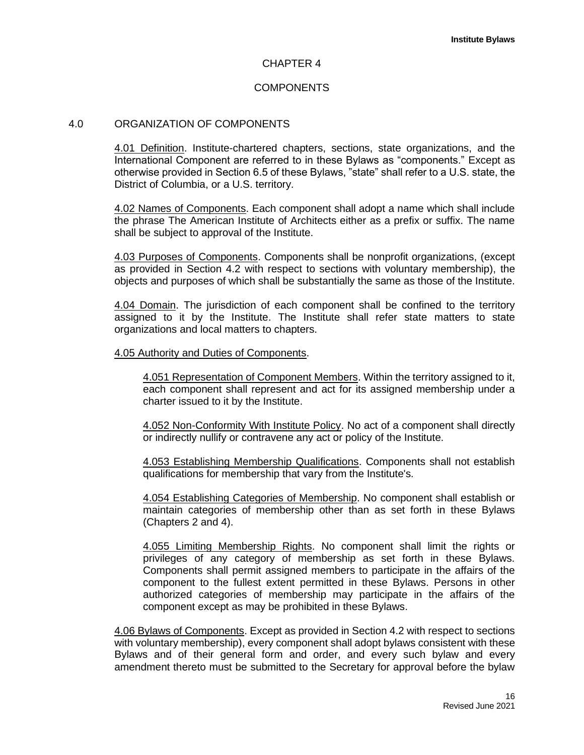# CHAPTER 4

# COMPONENTS

## 4.0 ORGANIZATION OF COMPONENTS

4.01 Definition. Institute-chartered chapters, sections, state organizations, and the International Component are referred to in these Bylaws as "components." Except as otherwise provided in Section 6.5 of these Bylaws, "state" shall refer to a U.S. state, the District of Columbia, or a U.S. territory.

4.02 Names of Components. Each component shall adopt a name which shall include the phrase The American Institute of Architects either as a prefix or suffix. The name shall be subject to approval of the Institute.

4.03 Purposes of Components. Components shall be nonprofit organizations, (except as provided in Section 4.2 with respect to sections with voluntary membership), the objects and purposes of which shall be substantially the same as those of the Institute.

4.04 Domain. The jurisdiction of each component shall be confined to the territory assigned to it by the Institute. The Institute shall refer state matters to state organizations and local matters to chapters.

4.05 Authority and Duties of Components.

4.051 Representation of Component Members. Within the territory assigned to it, each component shall represent and act for its assigned membership under a charter issued to it by the Institute.

4.052 Non-Conformity With Institute Policy. No act of a component shall directly or indirectly nullify or contravene any act or policy of the Institute.

4.053 Establishing Membership Qualifications. Components shall not establish qualifications for membership that vary from the Institute's.

4.054 Establishing Categories of Membership. No component shall establish or maintain categories of membership other than as set forth in these Bylaws (Chapters 2 and 4).

4.055 Limiting Membership Rights. No component shall limit the rights or privileges of any category of membership as set forth in these Bylaws. Components shall permit assigned members to participate in the affairs of the component to the fullest extent permitted in these Bylaws. Persons in other authorized categories of membership may participate in the affairs of the component except as may be prohibited in these Bylaws.

4.06 Bylaws of Components. Except as provided in Section 4.2 with respect to sections with voluntary membership), every component shall adopt bylaws consistent with these Bylaws and of their general form and order, and every such bylaw and every amendment thereto must be submitted to the Secretary for approval before the bylaw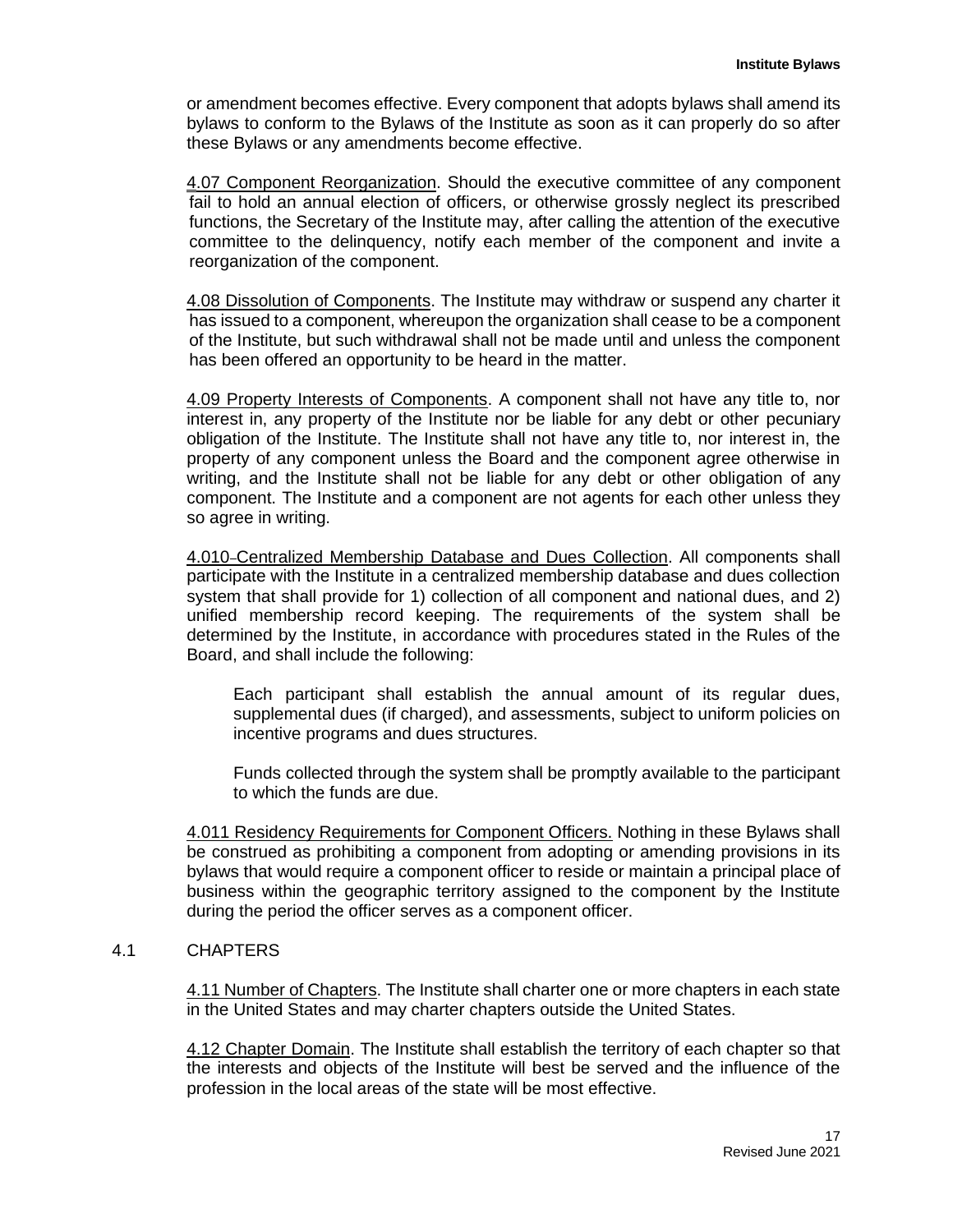or amendment becomes effective. Every component that adopts bylaws shall amend its bylaws to conform to the Bylaws of the Institute as soon as it can properly do so after these Bylaws or any amendments become effective.

4.07 Component Reorganization. Should the executive committee of any component fail to hold an annual election of officers, or otherwise grossly neglect its prescribed functions, the Secretary of the Institute may, after calling the attention of the executive committee to the delinquency, notify each member of the component and invite a reorganization of the component.

4.08 Dissolution of Components. The Institute may withdraw or suspend any charter it has issued to a component, whereupon the organization shall cease to be a component of the Institute, but such withdrawal shall not be made until and unless the component has been offered an opportunity to be heard in the matter.

4.09 Property Interests of Components. A component shall not have any title to, nor interest in, any property of the Institute nor be liable for any debt or other pecuniary obligation of the Institute. The Institute shall not have any title to, nor interest in, the property of any component unless the Board and the component agree otherwise in writing, and the Institute shall not be liable for any debt or other obligation of any component. The Institute and a component are not agents for each other unless they so agree in writing.

4.010 Centralized Membership Database and Dues Collection. All components shall participate with the Institute in a centralized membership database and dues collection system that shall provide for 1) collection of all component and national dues, and 2) unified membership record keeping. The requirements of the system shall be determined by the Institute, in accordance with procedures stated in the Rules of the Board, and shall include the following:

> Each participant shall establish the annual amount of its regular dues, supplemental dues (if charged), and assessments, subject to uniform policies on incentive programs and dues structures.
>
> Funds collected through the system shall be promptly available to the participant to which the funds are due.

4.011 Residency Requirements for Component Officers. Nothing in these Bylaws shall be construed as prohibiting a component from adopting or amending provisions in its bylaws that would require a component officer to reside or maintain a principal place of business within the geographic territory assigned to the component by the Institute during the period the officer serves as a component officer.

## 4.1 CHAPTERS

4.11 Number of Chapters. The Institute shall charter one or more chapters in each state in the United States and may charter chapters outside the United States.

4.12 Chapter Domain. The Institute shall establish the territory of each chapter so that the interests and objects of the Institute will best be served and the influence of the profession in the local areas of the state will be most effective.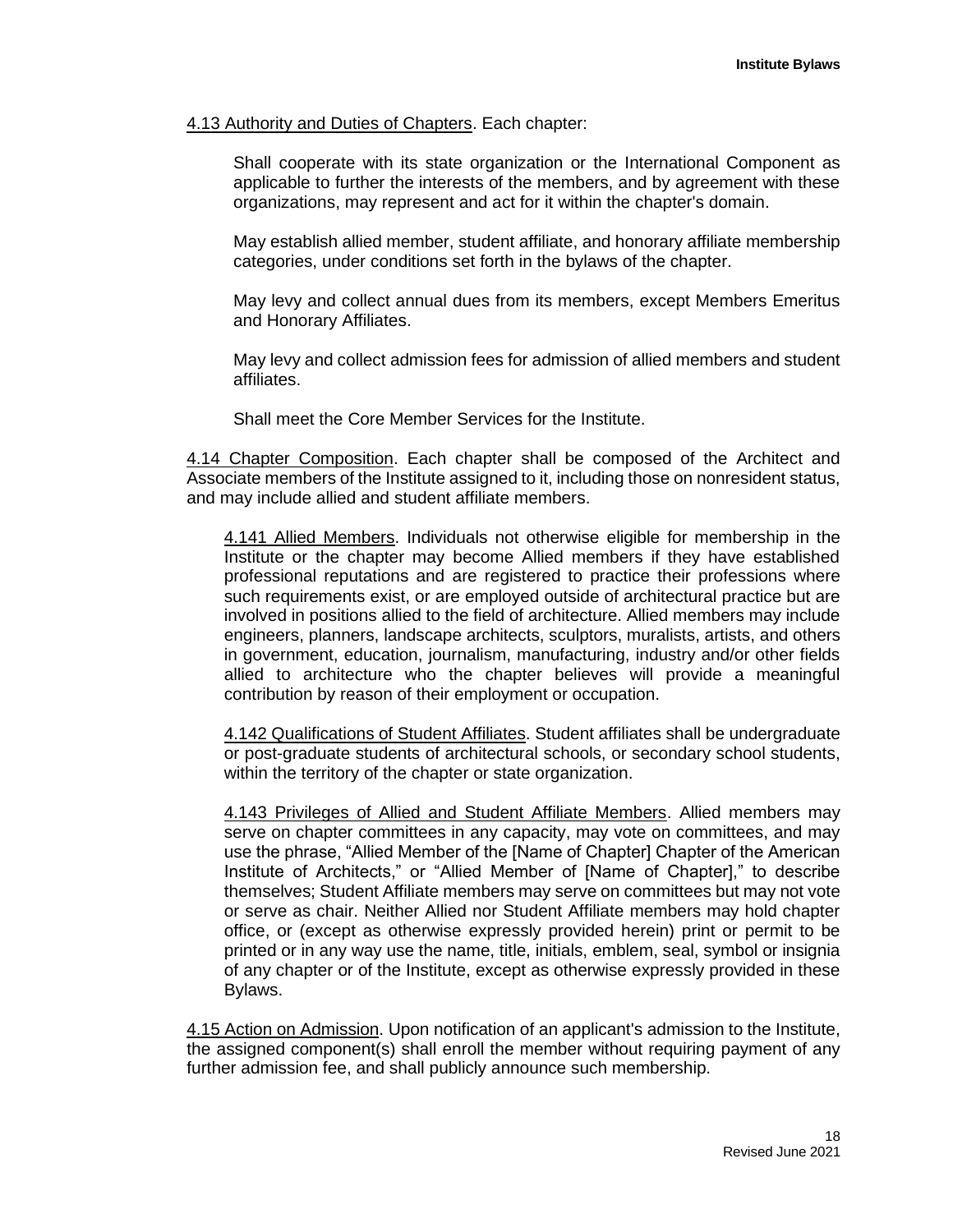<u>4.13 Authority and Duties of Chapters</u>. Each chapter:

> Shall cooperate with its state organization or the International Component as applicable to further the interests of the members, and by agreement with these organizations, may represent and act for it within the chapter's domain.
>
> May establish allied member, student affiliate, and honorary affiliate membership categories, under conditions set forth in the bylaws of the chapter.
>
> May levy and collect annual dues from its members, except Members Emeritus and Honorary Affiliates.
>
> May levy and collect admission fees for admission of allied members and student affiliates.
>
> Shall meet the Core Member Services for the Institute.

<u>4.14 Chapter Composition</u>. Each chapter shall be composed of the Architect and Associate members of the Institute assigned to it, including those on nonresident status, and may include allied and student affiliate members.

> <u>4.141 Allied Members</u>. Individuals not otherwise eligible for membership in the Institute or the chapter may become Allied members if they have established professional reputations and are registered to practice their professions where such requirements exist, or are employed outside of architectural practice but are involved in positions allied to the field of architecture. Allied members may include engineers, planners, landscape architects, sculptors, muralists, artists, and others in government, education, journalism, manufacturing, industry and/or other fields allied to architecture who the chapter believes will provide a meaningful contribution by reason of their employment or occupation.
>
> <u>4.142 Qualifications of Student Affiliates</u>. Student affiliates shall be undergraduate or post-graduate students of architectural schools, or secondary school students, within the territory of the chapter or state organization.
>
> <u>4.143 Privileges of Allied and Student Affiliate Members</u>. Allied members may serve on chapter committees in any capacity, may vote on committees, and may use the phrase, "Allied Member of the [Name of Chapter] Chapter of the American Institute of Architects," or "Allied Member of [Name of Chapter]," to describe themselves; Student Affiliate members may serve on committees but may not vote or serve as chair. Neither Allied nor Student Affiliate members may hold chapter office, or (except as otherwise expressly provided herein) print or permit to be printed or in any way use the name, title, initials, emblem, seal, symbol or insignia of any chapter or of the Institute, except as otherwise expressly provided in these Bylaws.

<u>4.15 Action on Admission</u>. Upon notification of an applicant's admission to the Institute, the assigned component(s) shall enroll the member without requiring payment of any further admission fee, and shall publicly announce such membership.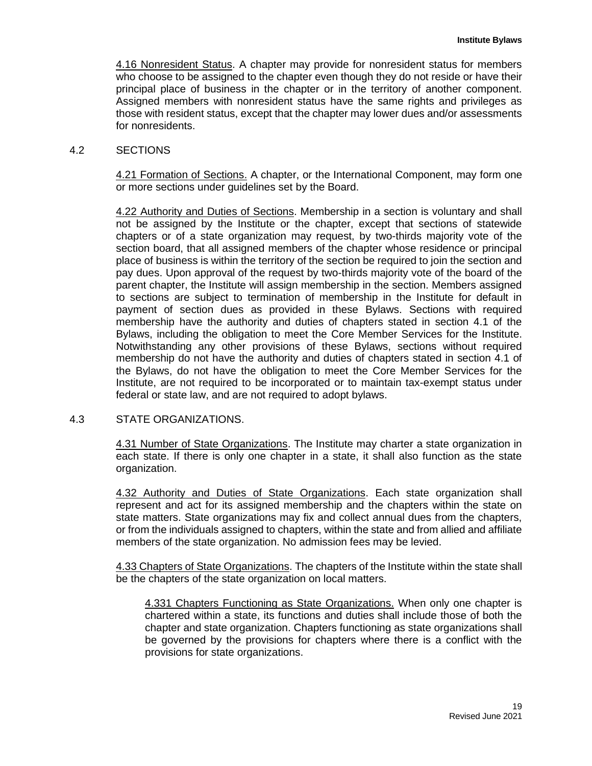4.16 Nonresident Status. A chapter may provide for nonresident status for members who choose to be assigned to the chapter even though they do not reside or have their principal place of business in the chapter or in the territory of another component. Assigned members with nonresident status have the same rights and privileges as those with resident status, except that the chapter may lower dues and/or assessments for nonresidents.

## 4.2 SECTIONS

4.21 Formation of Sections. A chapter, or the International Component, may form one or more sections under guidelines set by the Board.

4.22 Authority and Duties of Sections. Membership in a section is voluntary and shall not be assigned by the Institute or the chapter, except that sections of statewide chapters or of a state organization may request, by two-thirds majority vote of the section board, that all assigned members of the chapter whose residence or principal place of business is within the territory of the section be required to join the section and pay dues. Upon approval of the request by two-thirds majority vote of the board of the parent chapter, the Institute will assign membership in the section. Members assigned to sections are subject to termination of membership in the Institute for default in payment of section dues as provided in these Bylaws. Sections with required membership have the authority and duties of chapters stated in section 4.1 of the Bylaws, including the obligation to meet the Core Member Services for the Institute. Notwithstanding any other provisions of these Bylaws, sections without required membership do not have the authority and duties of chapters stated in section 4.1 of the Bylaws, do not have the obligation to meet the Core Member Services for the Institute, are not required to be incorporated or to maintain tax-exempt status under federal or state law, and are not required to adopt bylaws.

## 4.3 STATE ORGANIZATIONS.

4.31 Number of State Organizations. The Institute may charter a state organization in each state. If there is only one chapter in a state, it shall also function as the state organization.

4.32 Authority and Duties of State Organizations. Each state organization shall represent and act for its assigned membership and the chapters within the state on state matters. State organizations may fix and collect annual dues from the chapters, or from the individuals assigned to chapters, within the state and from allied and affiliate members of the state organization. No admission fees may be levied.

4.33 Chapters of State Organizations. The chapters of the Institute within the state shall be the chapters of the state organization on local matters.

4.331 Chapters Functioning as State Organizations. When only one chapter is chartered within a state, its functions and duties shall include those of both the chapter and state organization. Chapters functioning as state organizations shall be governed by the provisions for chapters where there is a conflict with the provisions for state organizations.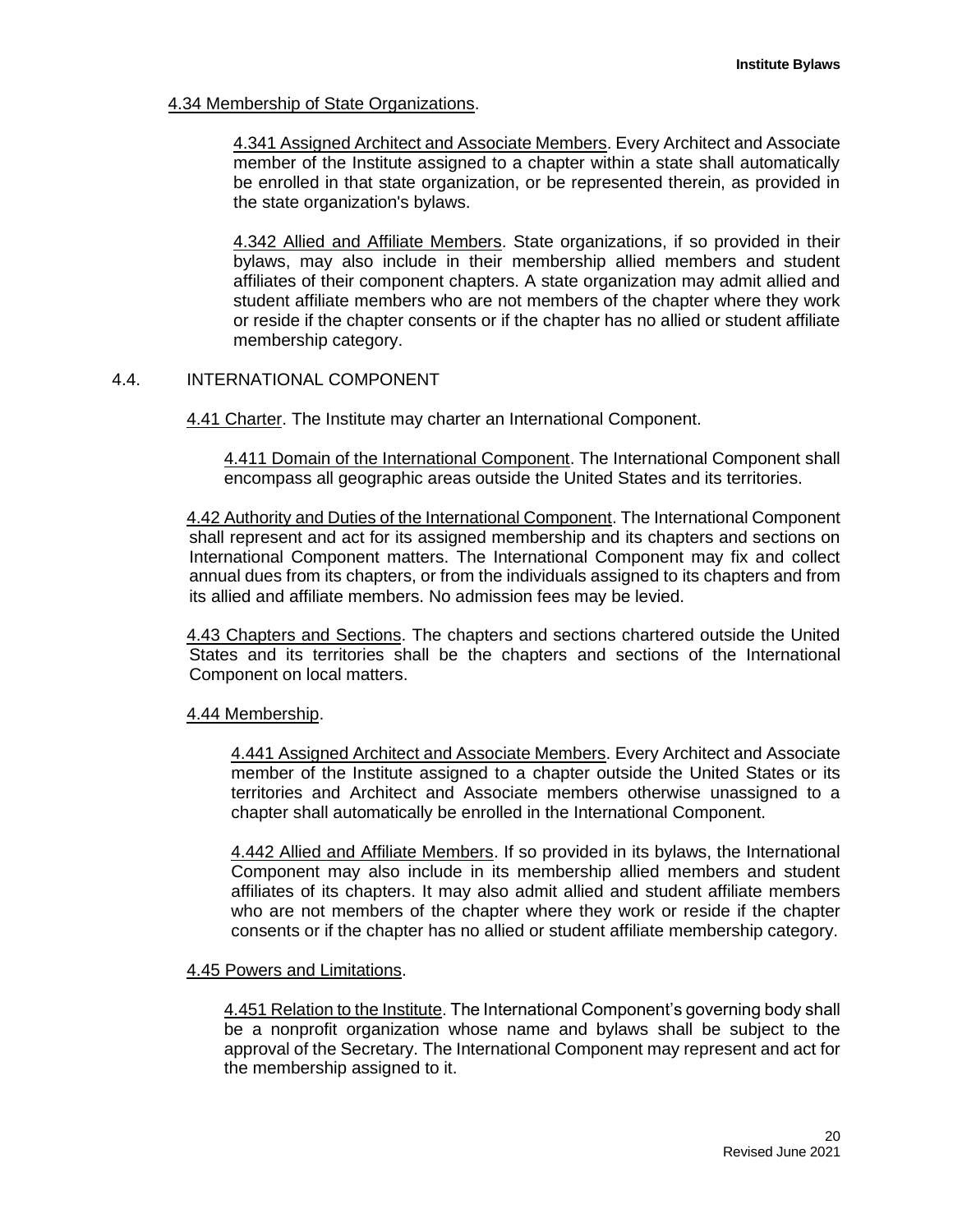4.34 Membership of State Organizations.

4.341 Assigned Architect and Associate Members. Every Architect and Associate member of the Institute assigned to a chapter within a state shall automatically be enrolled in that state organization, or be represented therein, as provided in the state organization's bylaws.

4.342 Allied and Affiliate Members. State organizations, if so provided in their bylaws, may also include in their membership allied members and student affiliates of their component chapters. A state organization may admit allied and student affiliate members who are not members of the chapter where they work or reside if the chapter consents or if the chapter has no allied or student affiliate membership category.

## 4.4. INTERNATIONAL COMPONENT

4.41 Charter. The Institute may charter an International Component.

4.411 Domain of the International Component. The International Component shall encompass all geographic areas outside the United States and its territories.

4.42 Authority and Duties of the International Component. The International Component shall represent and act for its assigned membership and its chapters and sections on International Component matters. The International Component may fix and collect annual dues from its chapters, or from the individuals assigned to its chapters and from its allied and affiliate members. No admission fees may be levied.

4.43 Chapters and Sections. The chapters and sections chartered outside the United States and its territories shall be the chapters and sections of the International Component on local matters.

4.44 Membership.

4.441 Assigned Architect and Associate Members. Every Architect and Associate member of the Institute assigned to a chapter outside the United States or its territories and Architect and Associate members otherwise unassigned to a chapter shall automatically be enrolled in the International Component.

4.442 Allied and Affiliate Members. If so provided in its bylaws, the International Component may also include in its membership allied members and student affiliates of its chapters. It may also admit allied and student affiliate members who are not members of the chapter where they work or reside if the chapter consents or if the chapter has no allied or student affiliate membership category.

4.45 Powers and Limitations.

4.451 Relation to the Institute. The International Component's governing body shall be a nonprofit organization whose name and bylaws shall be subject to the approval of the Secretary. The International Component may represent and act for the membership assigned to it.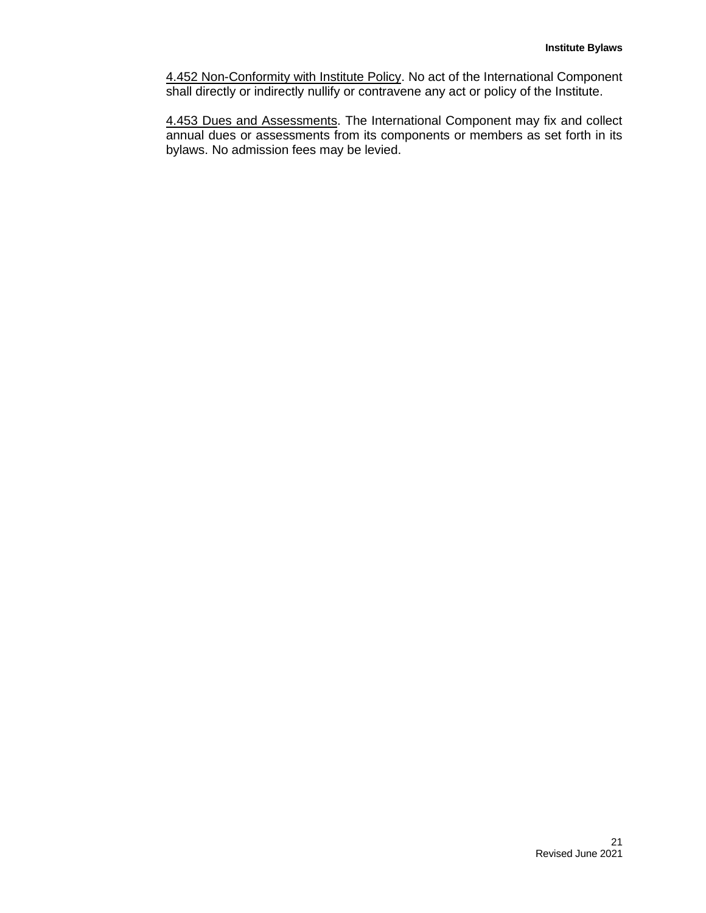<u>4.452 Non-Conformity with Institute Policy</u>. No act of the International Component shall directly or indirectly nullify or contravene any act or policy of the Institute.

<u>4.453 Dues and Assessments</u>. The International Component may fix and collect annual dues or assessments from its components or members as set forth in its bylaws. No admission fees may be levied.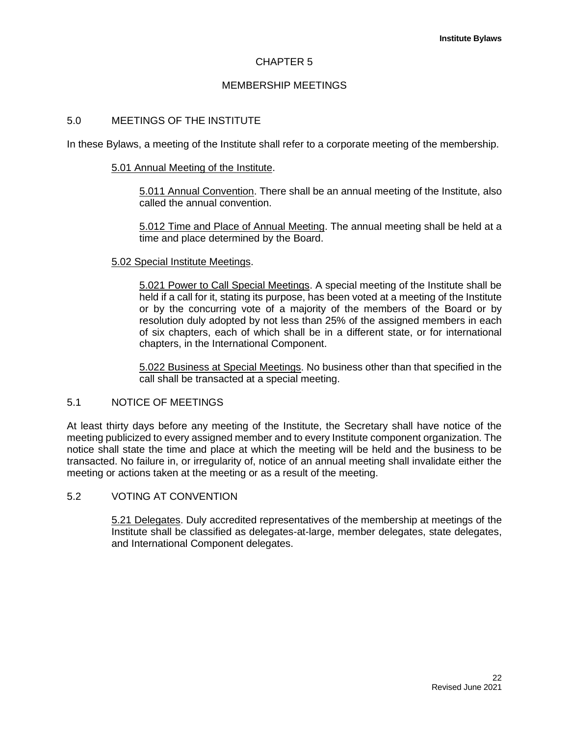# CHAPTER 5

# MEMBERSHIP MEETINGS

## 5.0 MEETINGS OF THE INSTITUTE

In these Bylaws, a meeting of the Institute shall refer to a corporate meeting of the membership.

### 5.01 Annual Meeting of the Institute.

5.011 Annual Convention. There shall be an annual meeting of the Institute, also called the annual convention.

5.012 Time and Place of Annual Meeting. The annual meeting shall be held at a time and place determined by the Board.

### 5.02 Special Institute Meetings.

5.021 Power to Call Special Meetings. A special meeting of the Institute shall be held if a call for it, stating its purpose, has been voted at a meeting of the Institute or by the concurring vote of a majority of the members of the Board or by resolution duly adopted by not less than 25% of the assigned members in each of six chapters, each of which shall be in a different state, or for international chapters, in the International Component.

5.022 Business at Special Meetings. No business other than that specified in the call shall be transacted at a special meeting.

## 5.1 NOTICE OF MEETINGS

At least thirty days before any meeting of the Institute, the Secretary shall have notice of the meeting publicized to every assigned member and to every Institute component organization. The notice shall state the time and place at which the meeting will be held and the business to be transacted. No failure in, or irregularity of, notice of an annual meeting shall invalidate either the meeting or actions taken at the meeting or as a result of the meeting.

## 5.2 VOTING AT CONVENTION

5.21 Delegates. Duly accredited representatives of the membership at meetings of the Institute shall be classified as delegates-at-large, member delegates, state delegates, and International Component delegates.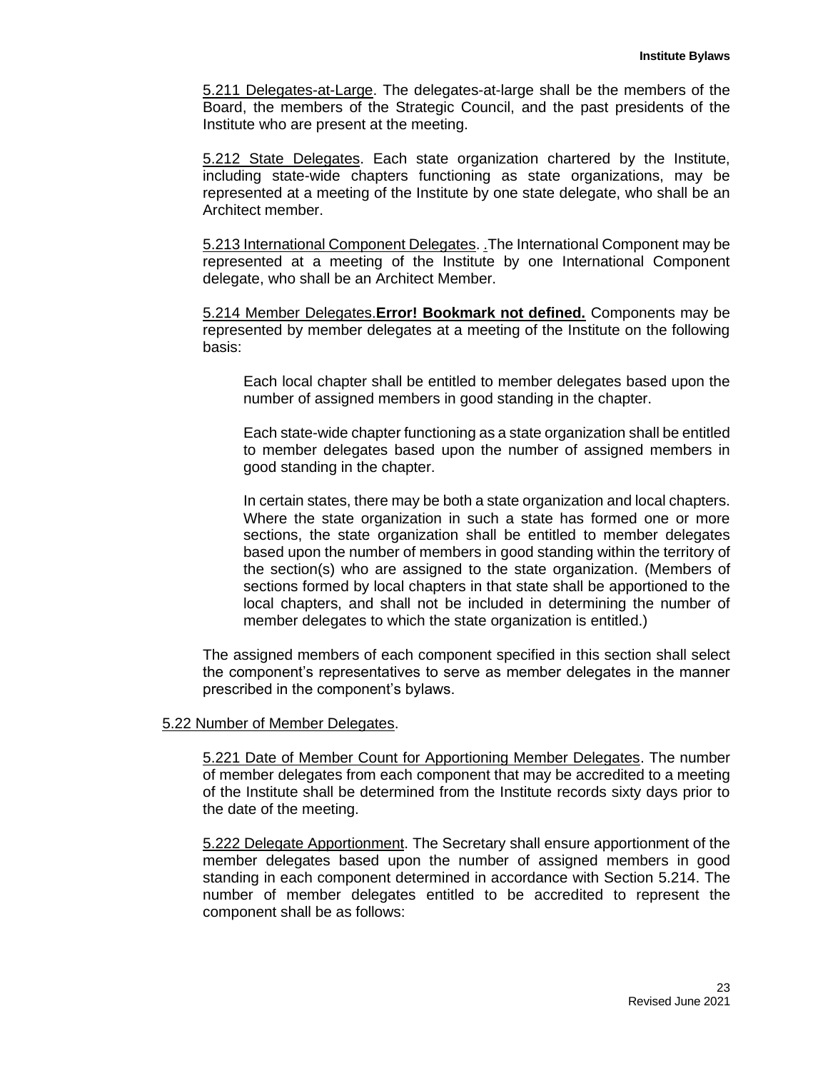5.211 Delegates-at-Large. The delegates-at-large shall be the members of the Board, the members of the Strategic Council, and the past presidents of the Institute who are present at the meeting.

5.212 State Delegates. Each state organization chartered by the Institute, including state-wide chapters functioning as state organizations, may be represented at a meeting of the Institute by one state delegate, who shall be an Architect member.

5.213 International Component Delegates. .The International Component may be represented at a meeting of the Institute by one International Component delegate, who shall be an Architect Member.

5.214 Member Delegates.**Error! Bookmark not defined.** Components may be represented by member delegates at a meeting of the Institute on the following basis:

> Each local chapter shall be entitled to member delegates based upon the number of assigned members in good standing in the chapter.
>
> Each state-wide chapter functioning as a state organization shall be entitled to member delegates based upon the number of assigned members in good standing in the chapter.
>
> In certain states, there may be both a state organization and local chapters. Where the state organization in such a state has formed one or more sections, the state organization shall be entitled to member delegates based upon the number of members in good standing within the territory of the section(s) who are assigned to the state organization. (Members of sections formed by local chapters in that state shall be apportioned to the local chapters, and shall not be included in determining the number of member delegates to which the state organization is entitled.)

The assigned members of each component specified in this section shall select the component's representatives to serve as member delegates in the manner prescribed in the component's bylaws.

5.22 Number of Member Delegates.

5.221 Date of Member Count for Apportioning Member Delegates. The number of member delegates from each component that may be accredited to a meeting of the Institute shall be determined from the Institute records sixty days prior to the date of the meeting.

5.222 Delegate Apportionment. The Secretary shall ensure apportionment of the member delegates based upon the number of assigned members in good standing in each component determined in accordance with Section 5.214. The number of member delegates entitled to be accredited to represent the component shall be as follows: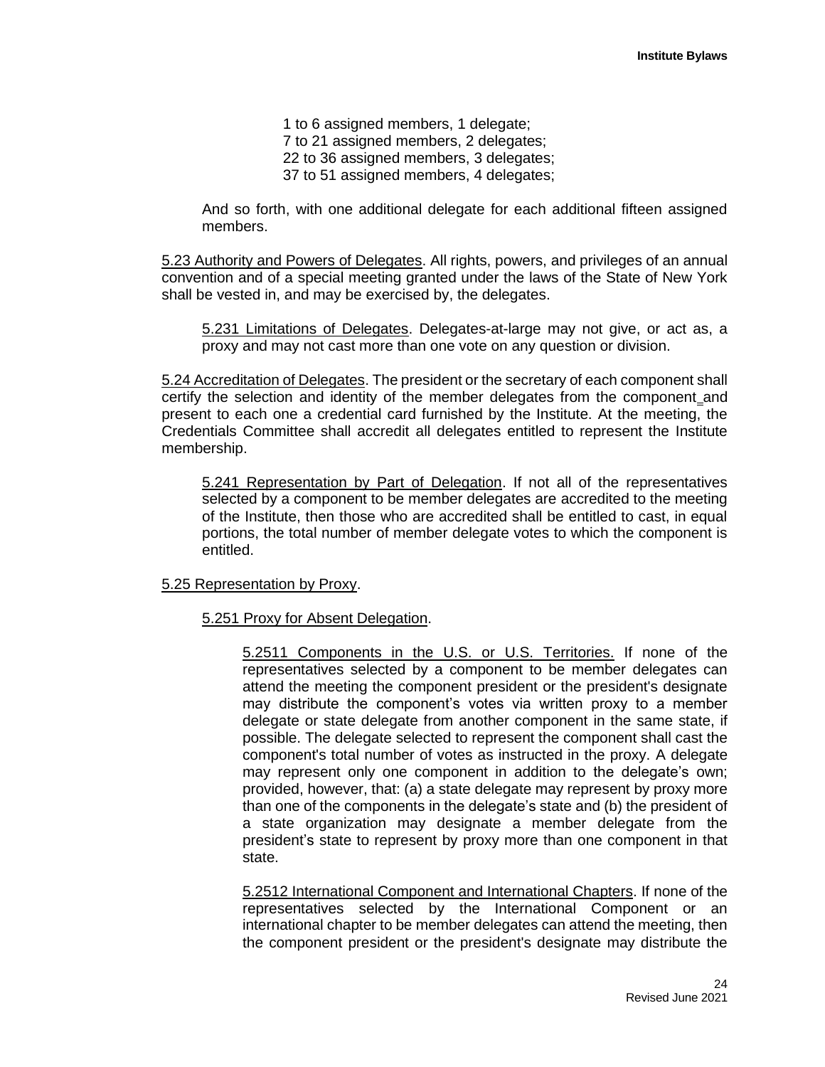1 to 6 assigned members, 1 delegate;
7 to 21 assigned members, 2 delegates;
22 to 36 assigned members, 3 delegates;
37 to 51 assigned members, 4 delegates;

And so forth, with one additional delegate for each additional fifteen assigned members.

5.23 Authority and Powers of Delegates. All rights, powers, and privileges of an annual convention and of a special meeting granted under the laws of the State of New York shall be vested in, and may be exercised by, the delegates.

5.231 Limitations of Delegates. Delegates-at-large may not give, or act as, a proxy and may not cast more than one vote on any question or division.

5.24 Accreditation of Delegates. The president or the secretary of each component shall certify the selection and identity of the member delegates from the component and present to each one a credential card furnished by the Institute. At the meeting, the Credentials Committee shall accredit all delegates entitled to represent the Institute membership.

5.241 Representation by Part of Delegation. If not all of the representatives selected by a component to be member delegates are accredited to the meeting of the Institute, then those who are accredited shall be entitled to cast, in equal portions, the total number of member delegate votes to which the component is entitled.

5.25 Representation by Proxy.

5.251 Proxy for Absent Delegation.

5.2511 Components in the U.S. or U.S. Territories. If none of the representatives selected by a component to be member delegates can attend the meeting the component president or the president's designate may distribute the component's votes via written proxy to a member delegate or state delegate from another component in the same state, if possible. The delegate selected to represent the component shall cast the component's total number of votes as instructed in the proxy. A delegate may represent only one component in addition to the delegate's own; provided, however, that: (a) a state delegate may represent by proxy more than one of the components in the delegate's state and (b) the president of a state organization may designate a member delegate from the president's state to represent by proxy more than one component in that state.

5.2512 International Component and International Chapters. If none of the representatives selected by the International Component or an international chapter to be member delegates can attend the meeting, then the component president or the president's designate may distribute the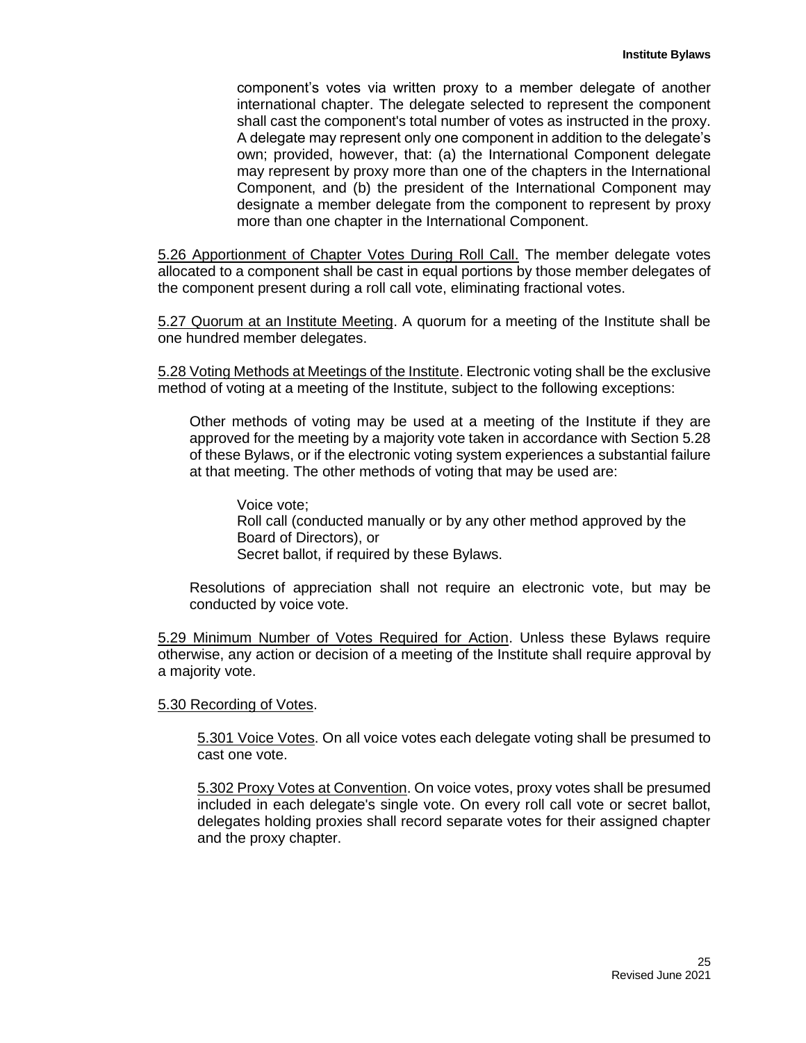component's votes via written proxy to a member delegate of another international chapter. The delegate selected to represent the component shall cast the component's total number of votes as instructed in the proxy. A delegate may represent only one component in addition to the delegate's own; provided, however, that: (a) the International Component delegate may represent by proxy more than one of the chapters in the International Component, and (b) the president of the International Component may designate a member delegate from the component to represent by proxy more than one chapter in the International Component.

<u>5.26 Apportionment of Chapter Votes During Roll Call.</u> The member delegate votes allocated to a component shall be cast in equal portions by those member delegates of the component present during a roll call vote, eliminating fractional votes.

<u>5.27 Quorum at an Institute Meeting</u>. A quorum for a meeting of the Institute shall be one hundred member delegates.

<u>5.28 Voting Methods at Meetings of the Institute</u>. Electronic voting shall be the exclusive method of voting at a meeting of the Institute, subject to the following exceptions:

Other methods of voting may be used at a meeting of the Institute if they are approved for the meeting by a majority vote taken in accordance with Section 5.28 of these Bylaws, or if the electronic voting system experiences a substantial failure at that meeting. The other methods of voting that may be used are:

Voice vote;
Roll call (conducted manually or by any other method approved by the Board of Directors), or
Secret ballot, if required by these Bylaws.

Resolutions of appreciation shall not require an electronic vote, but may be conducted by voice vote.

<u>5.29 Minimum Number of Votes Required for Action</u>. Unless these Bylaws require otherwise, any action or decision of a meeting of the Institute shall require approval by a majority vote.

<u>5.30 Recording of Votes</u>.

<u>5.301 Voice Votes</u>. On all voice votes each delegate voting shall be presumed to cast one vote.

<u>5.302 Proxy Votes at Convention</u>. On voice votes, proxy votes shall be presumed included in each delegate's single vote. On every roll call vote or secret ballot, delegates holding proxies shall record separate votes for their assigned chapter and the proxy chapter.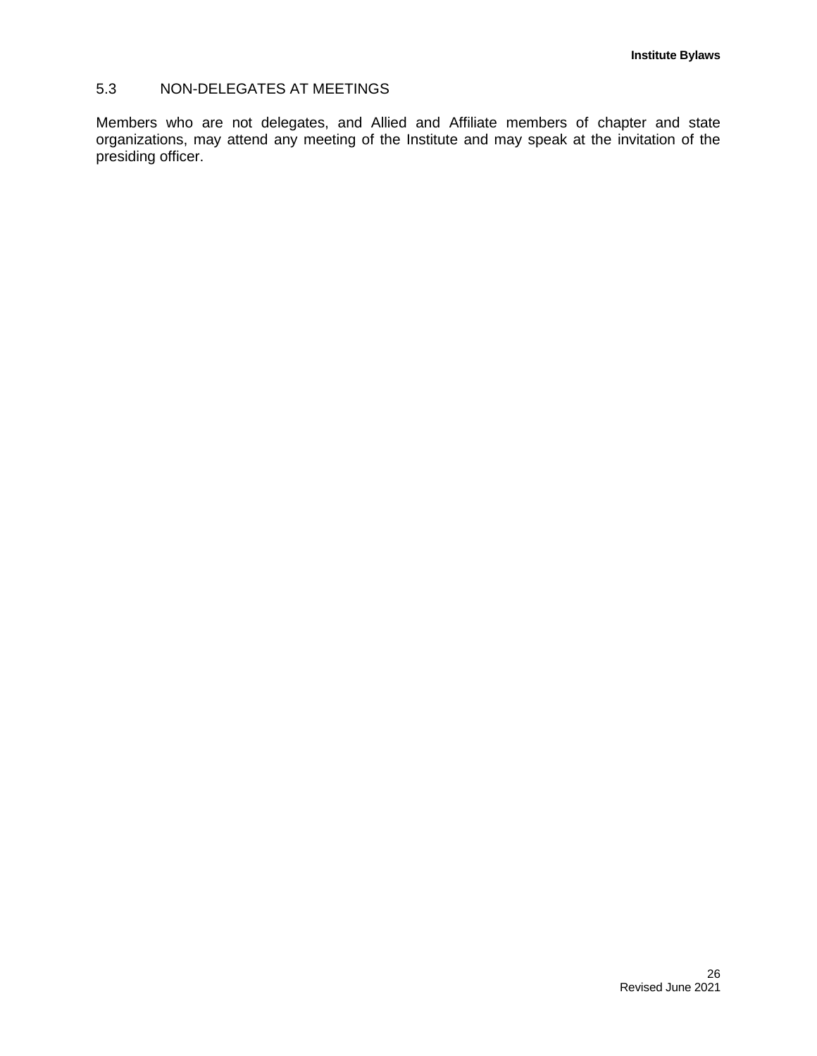### 5.3 NON-DELEGATES AT MEETINGS

Members who are not delegates, and Allied and Affiliate members of chapter and state organizations, may attend any meeting of the Institute and may speak at the invitation of the presiding officer.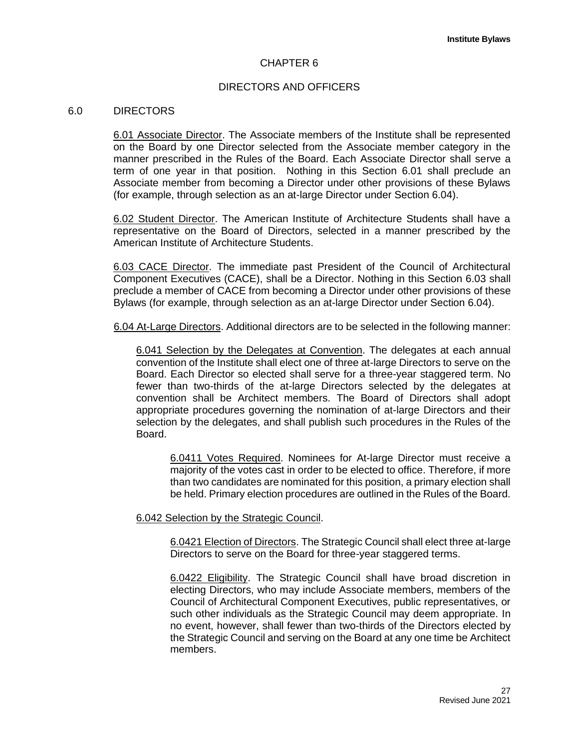# CHAPTER 6

## DIRECTORS AND OFFICERS

### 6.0 DIRECTORS

6.01 Associate Director. The Associate members of the Institute shall be represented on the Board by one Director selected from the Associate member category in the manner prescribed in the Rules of the Board. Each Associate Director shall serve a term of one year in that position. Nothing in this Section 6.01 shall preclude an Associate member from becoming a Director under other provisions of these Bylaws (for example, through selection as an at-large Director under Section 6.04).

6.02 Student Director. The American Institute of Architecture Students shall have a representative on the Board of Directors, selected in a manner prescribed by the American Institute of Architecture Students.

6.03 CACE Director. The immediate past President of the Council of Architectural Component Executives (CACE), shall be a Director. Nothing in this Section 6.03 shall preclude a member of CACE from becoming a Director under other provisions of these Bylaws (for example, through selection as an at-large Director under Section 6.04).

6.04 At-Large Directors. Additional directors are to be selected in the following manner:

6.041 Selection by the Delegates at Convention. The delegates at each annual convention of the Institute shall elect one of three at-large Directors to serve on the Board. Each Director so elected shall serve for a three-year staggered term. No fewer than two-thirds of the at-large Directors selected by the delegates at convention shall be Architect members. The Board of Directors shall adopt appropriate procedures governing the nomination of at-large Directors and their selection by the delegates, and shall publish such procedures in the Rules of the Board.

6.0411 Votes Required. Nominees for At-large Director must receive a majority of the votes cast in order to be elected to office. Therefore, if more than two candidates are nominated for this position, a primary election shall be held. Primary election procedures are outlined in the Rules of the Board.

6.042 Selection by the Strategic Council.

6.0421 Election of Directors. The Strategic Council shall elect three at-large Directors to serve on the Board for three-year staggered terms.

6.0422 Eligibility. The Strategic Council shall have broad discretion in electing Directors, who may include Associate members, members of the Council of Architectural Component Executives, public representatives, or such other individuals as the Strategic Council may deem appropriate. In no event, however, shall fewer than two-thirds of the Directors elected by the Strategic Council and serving on the Board at any one time be Architect members.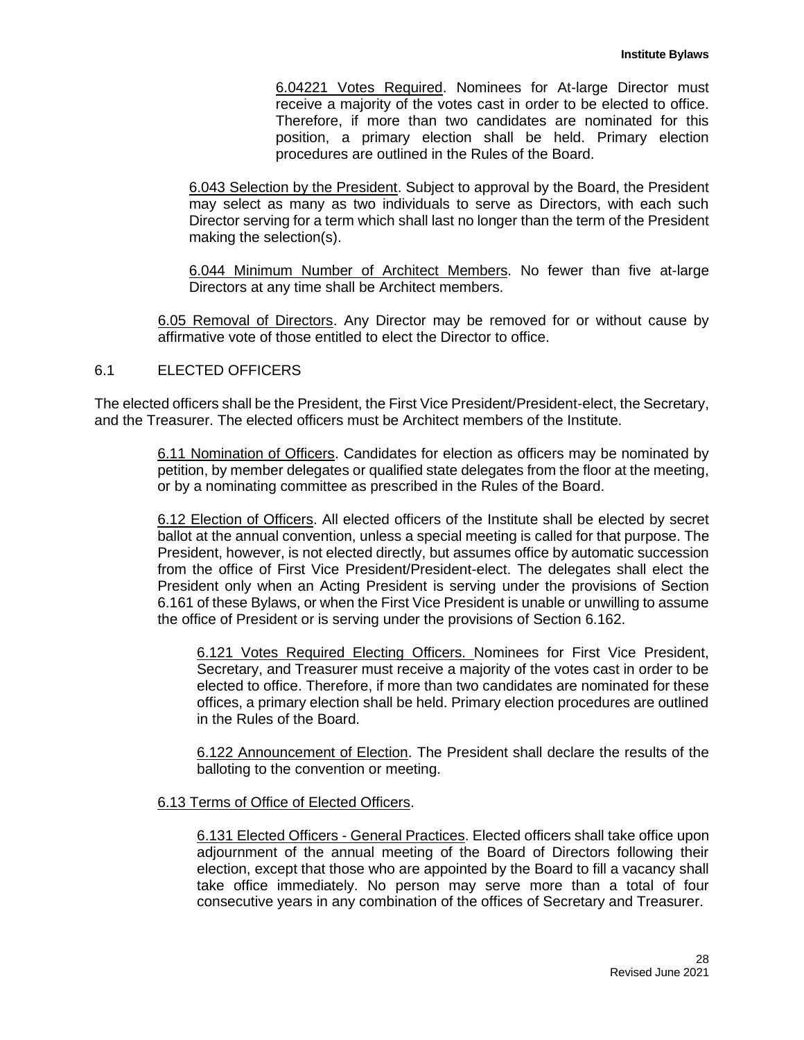6.04221 Votes Required. Nominees for At-large Director must receive a majority of the votes cast in order to be elected to office. Therefore, if more than two candidates are nominated for this position, a primary election shall be held. Primary election procedures are outlined in the Rules of the Board.

6.043 Selection by the President. Subject to approval by the Board, the President may select as many as two individuals to serve as Directors, with each such Director serving for a term which shall last no longer than the term of the President making the selection(s).

6.044 Minimum Number of Architect Members. No fewer than five at-large Directors at any time shall be Architect members.

6.05 Removal of Directors. Any Director may be removed for or without cause by affirmative vote of those entitled to elect the Director to office.

## 6.1 ELECTED OFFICERS

The elected officers shall be the President, the First Vice President/President-elect, the Secretary, and the Treasurer. The elected officers must be Architect members of the Institute.

6.11 Nomination of Officers. Candidates for election as officers may be nominated by petition, by member delegates or qualified state delegates from the floor at the meeting, or by a nominating committee as prescribed in the Rules of the Board.

6.12 Election of Officers. All elected officers of the Institute shall be elected by secret ballot at the annual convention, unless a special meeting is called for that purpose. The President, however, is not elected directly, but assumes office by automatic succession from the office of First Vice President/President-elect. The delegates shall elect the President only when an Acting President is serving under the provisions of Section 6.161 of these Bylaws, or when the First Vice President is unable or unwilling to assume the office of President or is serving under the provisions of Section 6.162.

6.121 Votes Required Electing Officers. Nominees for First Vice President, Secretary, and Treasurer must receive a majority of the votes cast in order to be elected to office. Therefore, if more than two candidates are nominated for these offices, a primary election shall be held. Primary election procedures are outlined in the Rules of the Board.

6.122 Announcement of Election. The President shall declare the results of the balloting to the convention or meeting.

6.13 Terms of Office of Elected Officers.

6.131 Elected Officers - General Practices. Elected officers shall take office upon adjournment of the annual meeting of the Board of Directors following their election, except that those who are appointed by the Board to fill a vacancy shall take office immediately. No person may serve more than a total of four consecutive years in any combination of the offices of Secretary and Treasurer.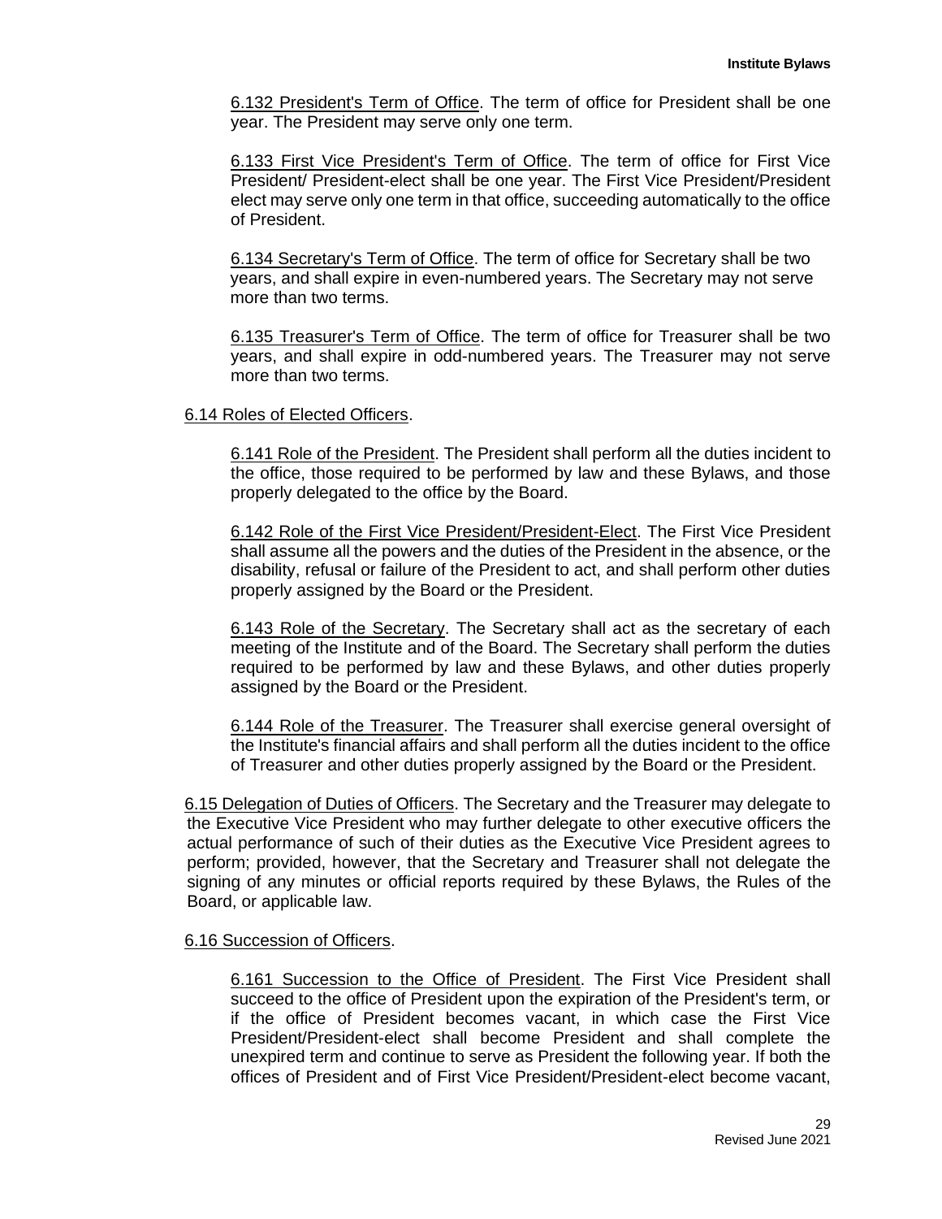6.132 President's Term of Office. The term of office for President shall be one year. The President may serve only one term.

6.133 First Vice President's Term of Office. The term of office for First Vice President/ President-elect shall be one year. The First Vice President/President elect may serve only one term in that office, succeeding automatically to the office of President.

6.134 Secretary's Term of Office. The term of office for Secretary shall be two years, and shall expire in even-numbered years. The Secretary may not serve more than two terms.

6.135 Treasurer's Term of Office. The term of office for Treasurer shall be two years, and shall expire in odd-numbered years. The Treasurer may not serve more than two terms.

6.14 Roles of Elected Officers.

6.141 Role of the President. The President shall perform all the duties incident to the office, those required to be performed by law and these Bylaws, and those properly delegated to the office by the Board.

6.142 Role of the First Vice President/President-Elect. The First Vice President shall assume all the powers and the duties of the President in the absence, or the disability, refusal or failure of the President to act, and shall perform other duties properly assigned by the Board or the President.

6.143 Role of the Secretary. The Secretary shall act as the secretary of each meeting of the Institute and of the Board. The Secretary shall perform the duties required to be performed by law and these Bylaws, and other duties properly assigned by the Board or the President.

6.144 Role of the Treasurer. The Treasurer shall exercise general oversight of the Institute's financial affairs and shall perform all the duties incident to the office of Treasurer and other duties properly assigned by the Board or the President.

6.15 Delegation of Duties of Officers. The Secretary and the Treasurer may delegate to the Executive Vice President who may further delegate to other executive officers the actual performance of such of their duties as the Executive Vice President agrees to perform; provided, however, that the Secretary and Treasurer shall not delegate the signing of any minutes or official reports required by these Bylaws, the Rules of the Board, or applicable law.

6.16 Succession of Officers.

6.161 Succession to the Office of President. The First Vice President shall succeed to the office of President upon the expiration of the President's term, or if the office of President becomes vacant, in which case the First Vice President/President-elect shall become President and shall complete the unexpired term and continue to serve as President the following year. If both the offices of President and of First Vice President/President-elect become vacant,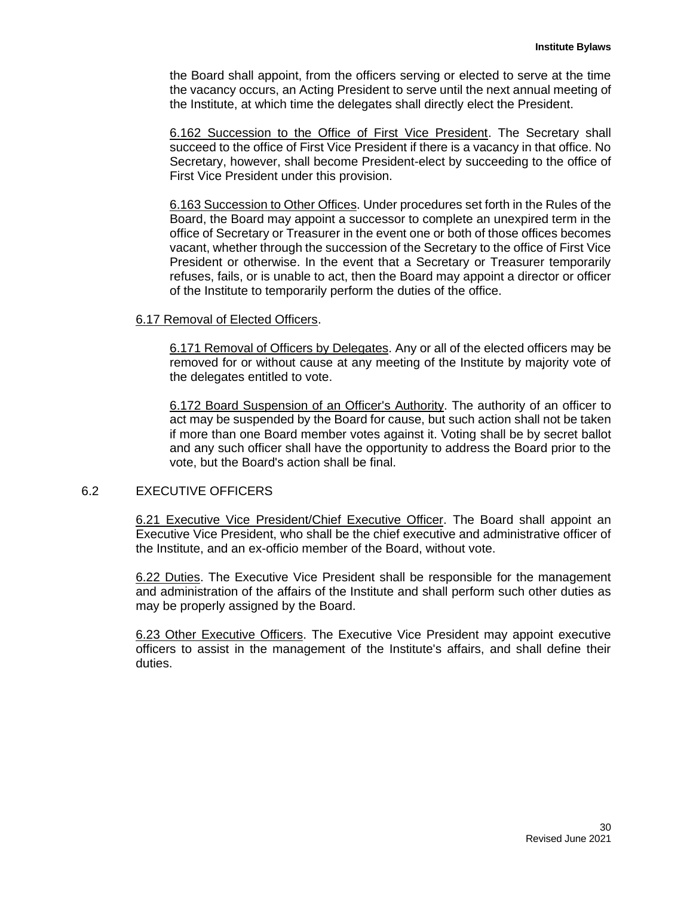the Board shall appoint, from the officers serving or elected to serve at the time the vacancy occurs, an Acting President to serve until the next annual meeting of the Institute, at which time the delegates shall directly elect the President.

6.162 Succession to the Office of First Vice President. The Secretary shall succeed to the office of First Vice President if there is a vacancy in that office. No Secretary, however, shall become President-elect by succeeding to the office of First Vice President under this provision.

6.163 Succession to Other Offices. Under procedures set forth in the Rules of the Board, the Board may appoint a successor to complete an unexpired term in the office of Secretary or Treasurer in the event one or both of those offices becomes vacant, whether through the succession of the Secretary to the office of First Vice President or otherwise. In the event that a Secretary or Treasurer temporarily refuses, fails, or is unable to act, then the Board may appoint a director or officer of the Institute to temporarily perform the duties of the office.

6.17 Removal of Elected Officers.

6.171 Removal of Officers by Delegates. Any or all of the elected officers may be removed for or without cause at any meeting of the Institute by majority vote of the delegates entitled to vote.

6.172 Board Suspension of an Officer's Authority. The authority of an officer to act may be suspended by the Board for cause, but such action shall not be taken if more than one Board member votes against it. Voting shall be by secret ballot and any such officer shall have the opportunity to address the Board prior to the vote, but the Board's action shall be final.

## 6.2 EXECUTIVE OFFICERS

6.21 Executive Vice President/Chief Executive Officer. The Board shall appoint an Executive Vice President, who shall be the chief executive and administrative officer of the Institute, and an ex-officio member of the Board, without vote.

6.22 Duties. The Executive Vice President shall be responsible for the management and administration of the affairs of the Institute and shall perform such other duties as may be properly assigned by the Board.

6.23 Other Executive Officers. The Executive Vice President may appoint executive officers to assist in the management of the Institute's affairs, and shall define their duties.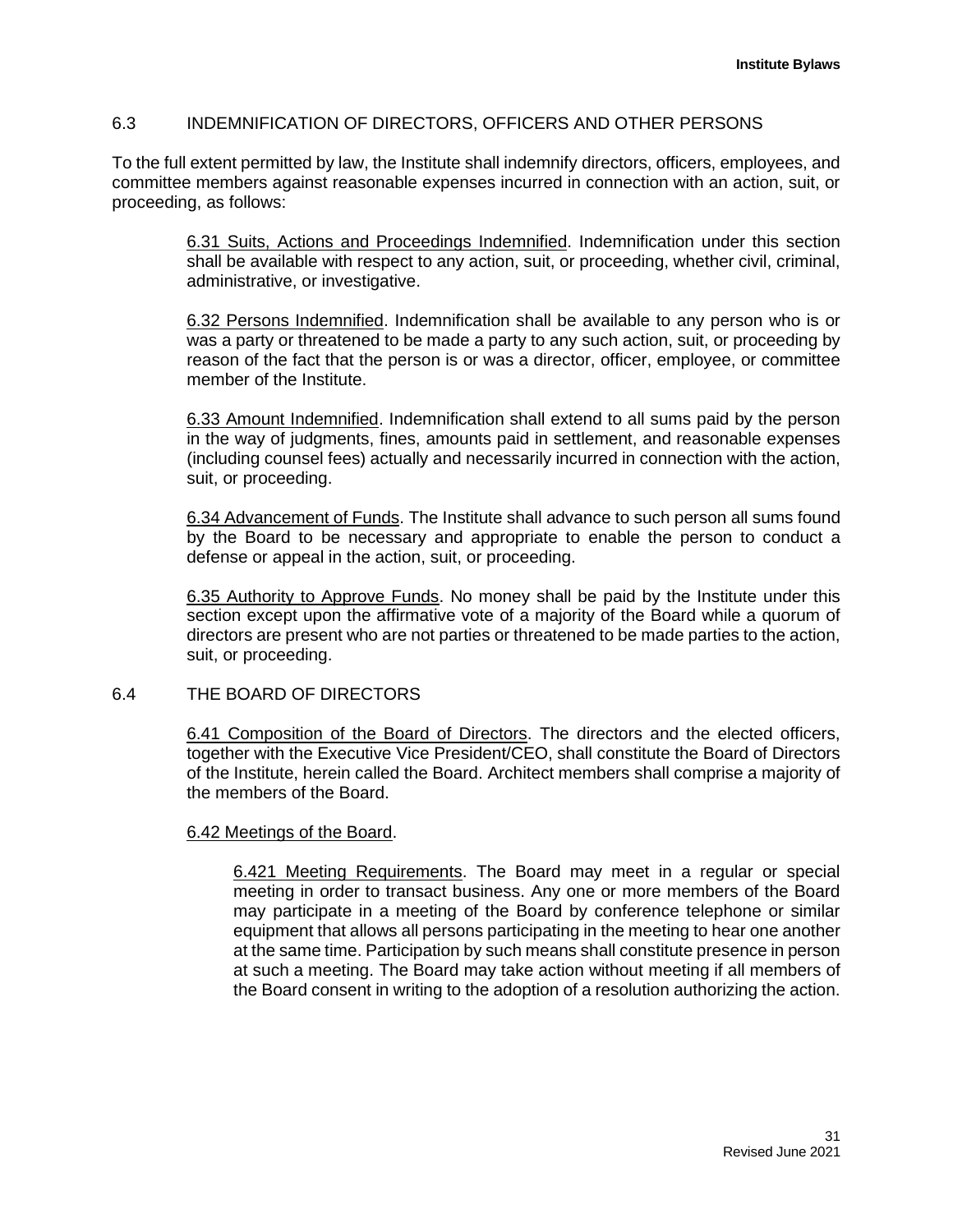## 6.3 INDEMNIFICATION OF DIRECTORS, OFFICERS AND OTHER PERSONS

To the full extent permitted by law, the Institute shall indemnify directors, officers, employees, and committee members against reasonable expenses incurred in connection with an action, suit, or proceeding, as follows:

<u>6.31 Suits, Actions and Proceedings Indemnified</u>. Indemnification under this section shall be available with respect to any action, suit, or proceeding, whether civil, criminal, administrative, or investigative.

<u>6.32 Persons Indemnified</u>. Indemnification shall be available to any person who is or was a party or threatened to be made a party to any such action, suit, or proceeding by reason of the fact that the person is or was a director, officer, employee, or committee member of the Institute.

<u>6.33 Amount Indemnified</u>. Indemnification shall extend to all sums paid by the person in the way of judgments, fines, amounts paid in settlement, and reasonable expenses (including counsel fees) actually and necessarily incurred in connection with the action, suit, or proceeding.

<u>6.34 Advancement of Funds</u>. The Institute shall advance to such person all sums found by the Board to be necessary and appropriate to enable the person to conduct a defense or appeal in the action, suit, or proceeding.

<u>6.35 Authority to Approve Funds</u>. No money shall be paid by the Institute under this section except upon the affirmative vote of a majority of the Board while a quorum of directors are present who are not parties or threatened to be made parties to the action, suit, or proceeding.

## 6.4 THE BOARD OF DIRECTORS

<u>6.41 Composition of the Board of Directors</u>. The directors and the elected officers, together with the Executive Vice President/CEO, shall constitute the Board of Directors of the Institute, herein called the Board. Architect members shall comprise a majority of the members of the Board.

<u>6.42 Meetings of the Board</u>.

<u>6.421 Meeting Requirements</u>. The Board may meet in a regular or special meeting in order to transact business. Any one or more members of the Board may participate in a meeting of the Board by conference telephone or similar equipment that allows all persons participating in the meeting to hear one another at the same time. Participation by such means shall constitute presence in person at such a meeting. The Board may take action without meeting if all members of the Board consent in writing to the adoption of a resolution authorizing the action.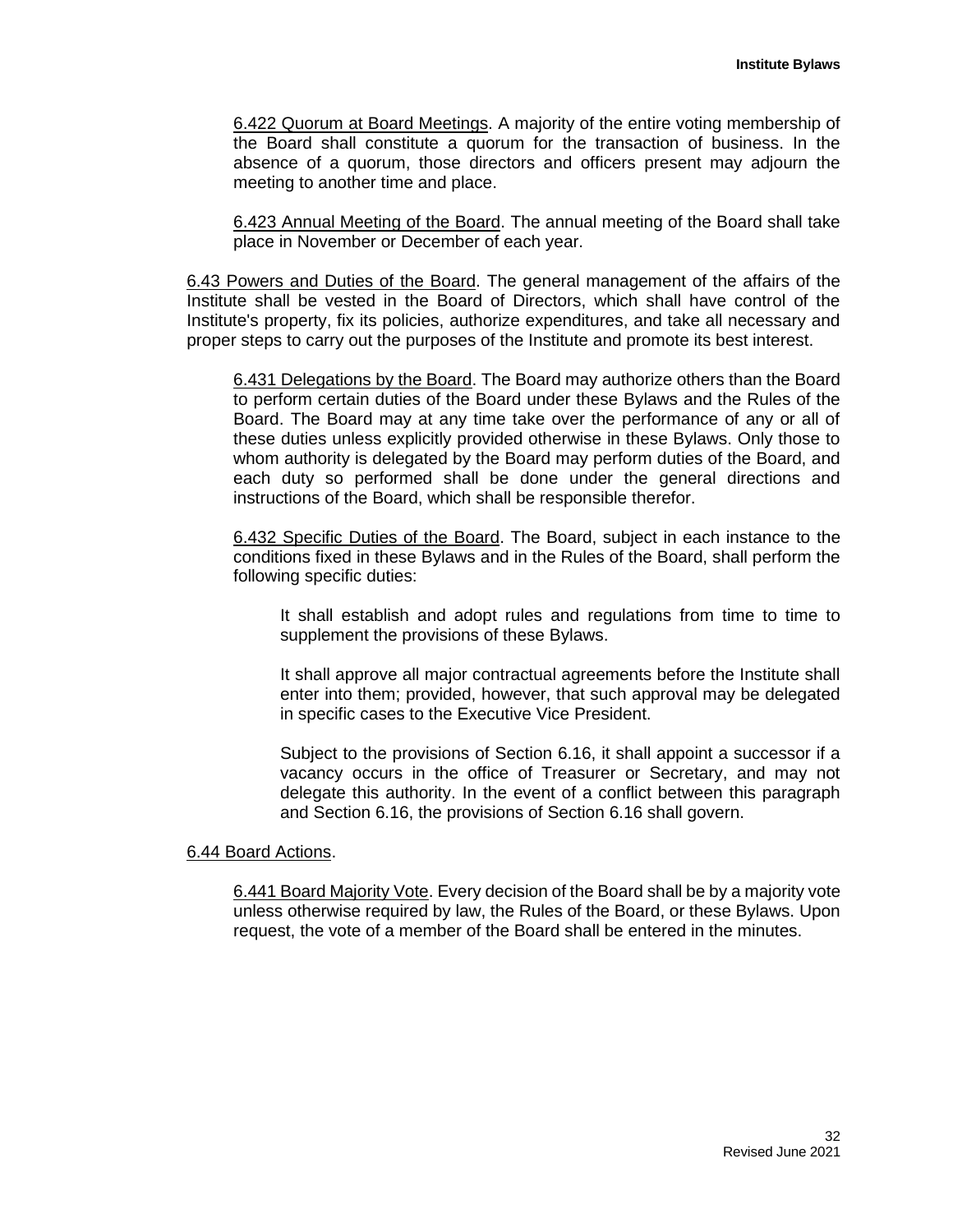<u>6.422 Quorum at Board Meetings</u>. A majority of the entire voting membership of the Board shall constitute a quorum for the transaction of business. In the absence of a quorum, those directors and officers present may adjourn the meeting to another time and place.

<u>6.423 Annual Meeting of the Board</u>. The annual meeting of the Board shall take place in November or December of each year.

<u>6.43 Powers and Duties of the Board</u>. The general management of the affairs of the Institute shall be vested in the Board of Directors, which shall have control of the Institute's property, fix its policies, authorize expenditures, and take all necessary and proper steps to carry out the purposes of the Institute and promote its best interest.

<u>6.431 Delegations by the Board</u>. The Board may authorize others than the Board to perform certain duties of the Board under these Bylaws and the Rules of the Board. The Board may at any time take over the performance of any or all of these duties unless explicitly provided otherwise in these Bylaws. Only those to whom authority is delegated by the Board may perform duties of the Board, and each duty so performed shall be done under the general directions and instructions of the Board, which shall be responsible therefor.

<u>6.432 Specific Duties of the Board</u>. The Board, subject in each instance to the conditions fixed in these Bylaws and in the Rules of the Board, shall perform the following specific duties:

It shall establish and adopt rules and regulations from time to time to supplement the provisions of these Bylaws.

It shall approve all major contractual agreements before the Institute shall enter into them; provided, however, that such approval may be delegated in specific cases to the Executive Vice President.

Subject to the provisions of Section 6.16, it shall appoint a successor if a vacancy occurs in the office of Treasurer or Secretary, and may not delegate this authority. In the event of a conflict between this paragraph and Section 6.16, the provisions of Section 6.16 shall govern.

<u>6.44 Board Actions</u>.

<u>6.441 Board Majority Vote</u>. Every decision of the Board shall be by a majority vote unless otherwise required by law, the Rules of the Board, or these Bylaws. Upon request, the vote of a member of the Board shall be entered in the minutes.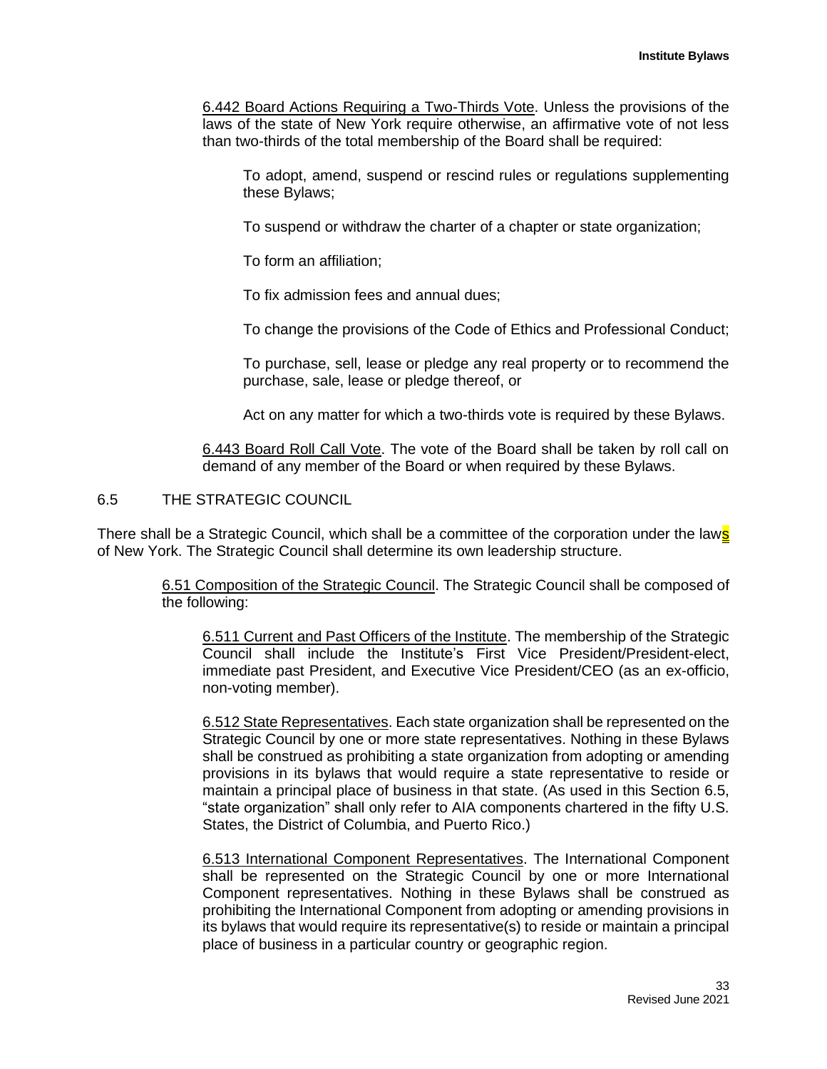<u>6.442 Board Actions Requiring a Two-Thirds Vote</u>. Unless the provisions of the laws of the state of New York require otherwise, an affirmative vote of not less than two-thirds of the total membership of the Board shall be required:

> To adopt, amend, suspend or rescind rules or regulations supplementing these Bylaws;
>
> To suspend or withdraw the charter of a chapter or state organization;
>
> To form an affiliation;
>
> To fix admission fees and annual dues;
>
> To change the provisions of the Code of Ethics and Professional Conduct;
>
> To purchase, sell, lease or pledge any real property or to recommend the purchase, sale, lease or pledge thereof, or
>
> Act on any matter for which a two-thirds vote is required by these Bylaws.

<u>6.443 Board Roll Call Vote</u>. The vote of the Board shall be taken by roll call on demand of any member of the Board or when required by these Bylaws.

## 6.5 THE STRATEGIC COUNCIL

There shall be a Strategic Council, which shall be a committee of the corporation under the laws of New York. The Strategic Council shall determine its own leadership structure.

<u>6.51 Composition of the Strategic Council</u>. The Strategic Council shall be composed of the following:

<u>6.511 Current and Past Officers of the Institute</u>. The membership of the Strategic Council shall include the Institute's First Vice President/President-elect, immediate past President, and Executive Vice President/CEO (as an ex-officio, non-voting member).

<u>6.512 State Representatives</u>. Each state organization shall be represented on the Strategic Council by one or more state representatives. Nothing in these Bylaws shall be construed as prohibiting a state organization from adopting or amending provisions in its bylaws that would require a state representative to reside or maintain a principal place of business in that state. (As used in this Section 6.5, "state organization" shall only refer to AIA components chartered in the fifty U.S. States, the District of Columbia, and Puerto Rico.)

<u>6.513 International Component Representatives</u>. The International Component shall be represented on the Strategic Council by one or more International Component representatives. Nothing in these Bylaws shall be construed as prohibiting the International Component from adopting or amending provisions in its bylaws that would require its representative(s) to reside or maintain a principal place of business in a particular country or geographic region.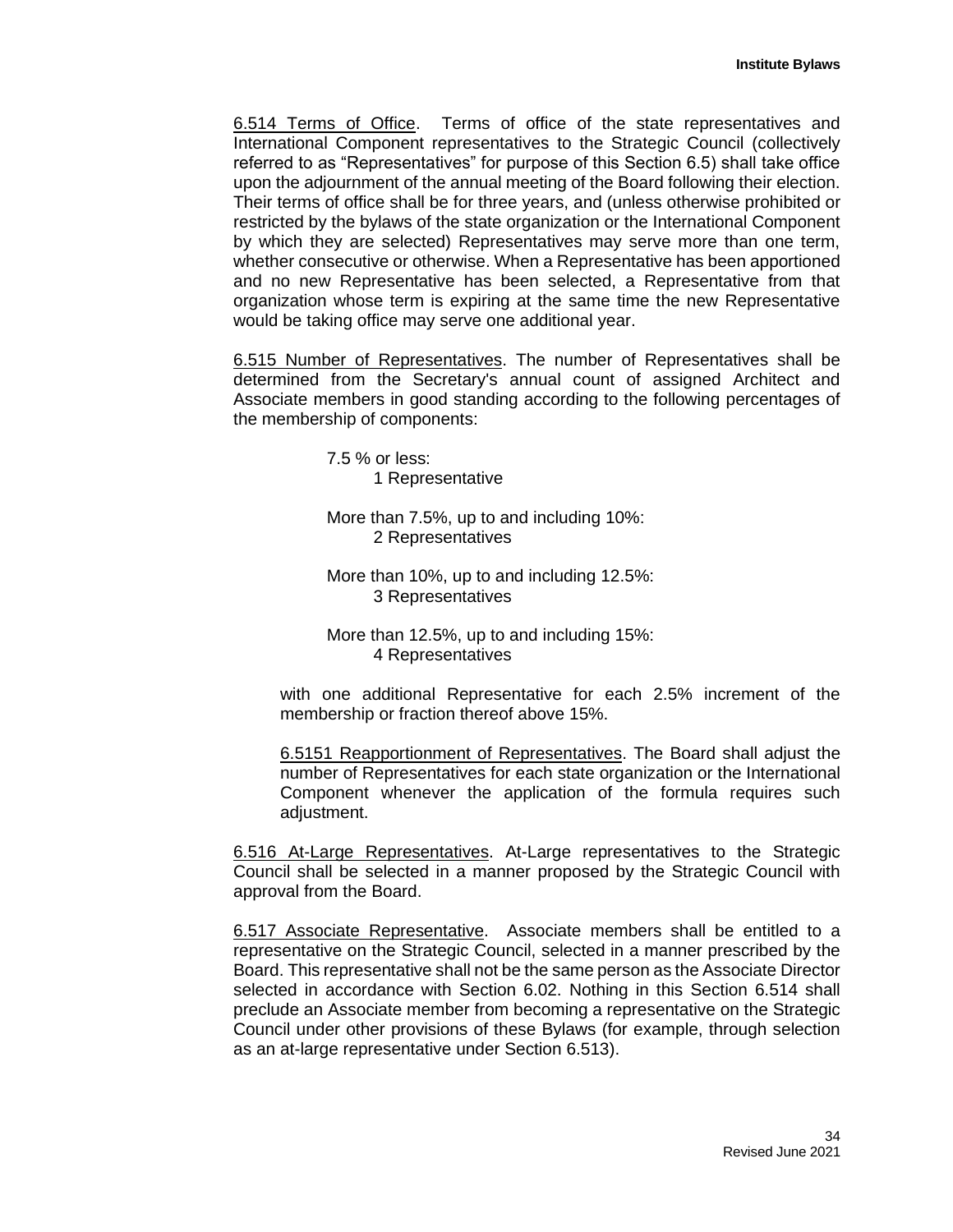6.514 Terms of Office. Terms of office of the state representatives and International Component representatives to the Strategic Council (collectively referred to as "Representatives" for purpose of this Section 6.5) shall take office upon the adjournment of the annual meeting of the Board following their election. Their terms of office shall be for three years, and (unless otherwise prohibited or restricted by the bylaws of the state organization or the International Component by which they are selected) Representatives may serve more than one term, whether consecutive or otherwise. When a Representative has been apportioned and no new Representative has been selected, a Representative from that organization whose term is expiring at the same time the new Representative would be taking office may serve one additional year.

6.515 Number of Representatives. The number of Representatives shall be determined from the Secretary's annual count of assigned Architect and Associate members in good standing according to the following percentages of the membership of components:

7.5 % or less:
1 Representative

More than 7.5%, up to and including 10%:
2 Representatives

More than 10%, up to and including 12.5%:
3 Representatives

More than 12.5%, up to and including 15%:
4 Representatives

with one additional Representative for each 2.5% increment of the membership or fraction thereof above 15%.

6.5151 Reapportionment of Representatives. The Board shall adjust the number of Representatives for each state organization or the International Component whenever the application of the formula requires such adjustment.

6.516 At-Large Representatives. At-Large representatives to the Strategic Council shall be selected in a manner proposed by the Strategic Council with approval from the Board.

6.517 Associate Representative. Associate members shall be entitled to a representative on the Strategic Council, selected in a manner prescribed by the Board. This representative shall not be the same person as the Associate Director selected in accordance with Section 6.02. Nothing in this Section 6.514 shall preclude an Associate member from becoming a representative on the Strategic Council under other provisions of these Bylaws (for example, through selection as an at-large representative under Section 6.513).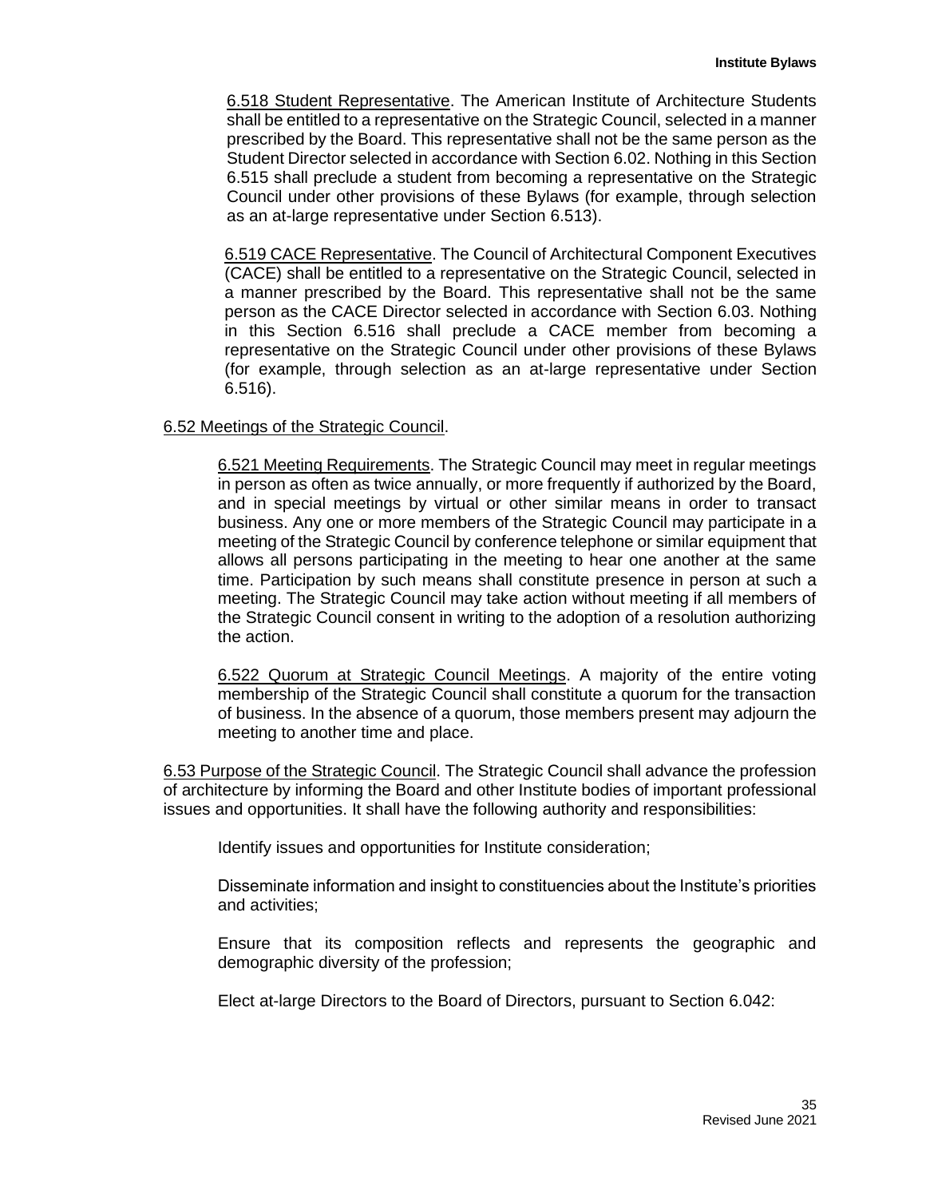6.518 Student Representative. The American Institute of Architecture Students shall be entitled to a representative on the Strategic Council, selected in a manner prescribed by the Board. This representative shall not be the same person as the Student Director selected in accordance with Section 6.02. Nothing in this Section 6.515 shall preclude a student from becoming a representative on the Strategic Council under other provisions of these Bylaws (for example, through selection as an at-large representative under Section 6.513).

6.519 CACE Representative. The Council of Architectural Component Executives (CACE) shall be entitled to a representative on the Strategic Council, selected in a manner prescribed by the Board. This representative shall not be the same person as the CACE Director selected in accordance with Section 6.03. Nothing in this Section 6.516 shall preclude a CACE member from becoming a representative on the Strategic Council under other provisions of these Bylaws (for example, through selection as an at-large representative under Section 6.516).

6.52 Meetings of the Strategic Council.

6.521 Meeting Requirements. The Strategic Council may meet in regular meetings in person as often as twice annually, or more frequently if authorized by the Board, and in special meetings by virtual or other similar means in order to transact business. Any one or more members of the Strategic Council may participate in a meeting of the Strategic Council by conference telephone or similar equipment that allows all persons participating in the meeting to hear one another at the same time. Participation by such means shall constitute presence in person at such a meeting. The Strategic Council may take action without meeting if all members of the Strategic Council consent in writing to the adoption of a resolution authorizing the action.

6.522 Quorum at Strategic Council Meetings. A majority of the entire voting membership of the Strategic Council shall constitute a quorum for the transaction of business. In the absence of a quorum, those members present may adjourn the meeting to another time and place.

6.53 Purpose of the Strategic Council. The Strategic Council shall advance the profession of architecture by informing the Board and other Institute bodies of important professional issues and opportunities. It shall have the following authority and responsibilities:

Identify issues and opportunities for Institute consideration;

Disseminate information and insight to constituencies about the Institute's priorities and activities;

Ensure that its composition reflects and represents the geographic and demographic diversity of the profession;

Elect at-large Directors to the Board of Directors, pursuant to Section 6.042: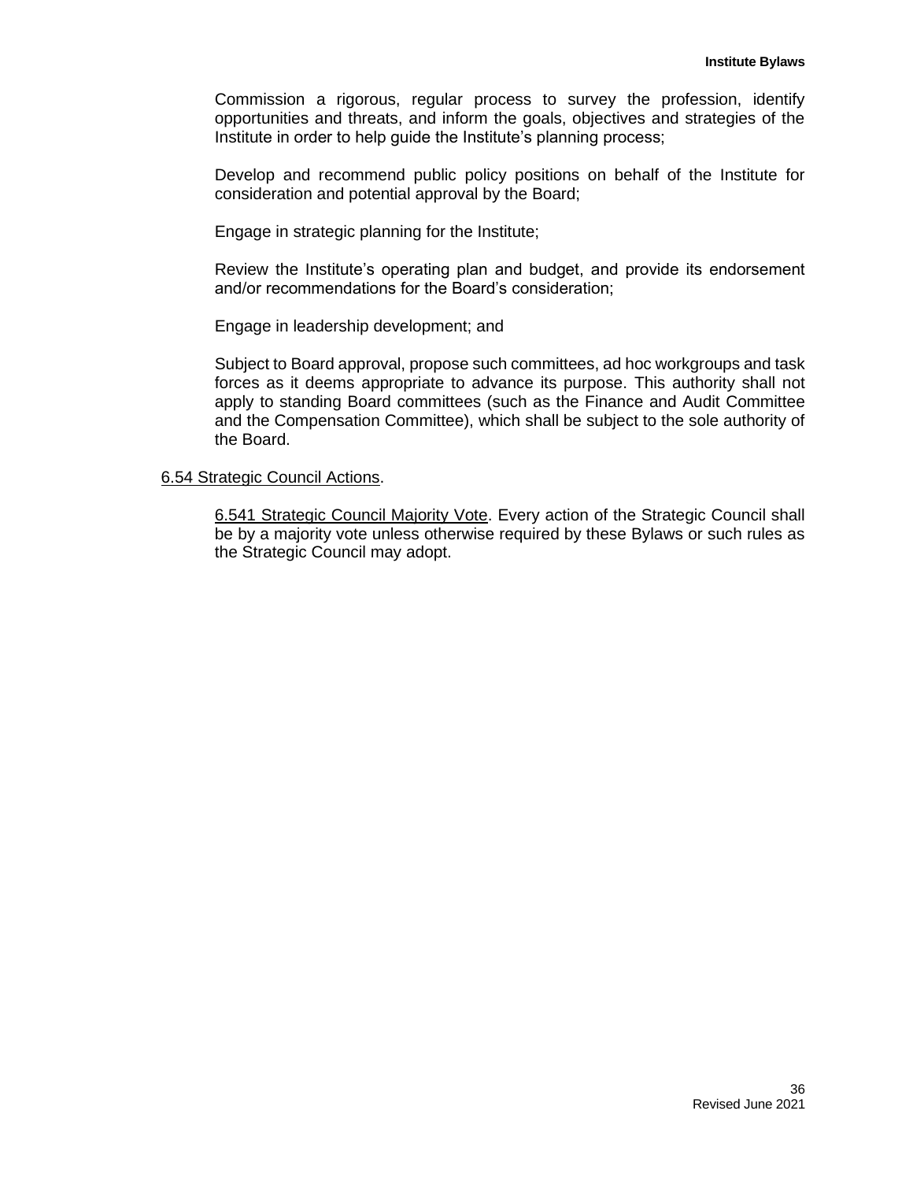Commission a rigorous, regular process to survey the profession, identify opportunities and threats, and inform the goals, objectives and strategies of the Institute in order to help guide the Institute's planning process;

Develop and recommend public policy positions on behalf of the Institute for consideration and potential approval by the Board;

Engage in strategic planning for the Institute;

Review the Institute's operating plan and budget, and provide its endorsement and/or recommendations for the Board's consideration;

Engage in leadership development; and

Subject to Board approval, propose such committees, ad hoc workgroups and task forces as it deems appropriate to advance its purpose. This authority shall not apply to standing Board committees (such as the Finance and Audit Committee and the Compensation Committee), which shall be subject to the sole authority of the Board.

<u>6.54 Strategic Council Actions</u>.

<u>6.541 Strategic Council Majority Vote</u>. Every action of the Strategic Council shall be by a majority vote unless otherwise required by these Bylaws or such rules as the Strategic Council may adopt.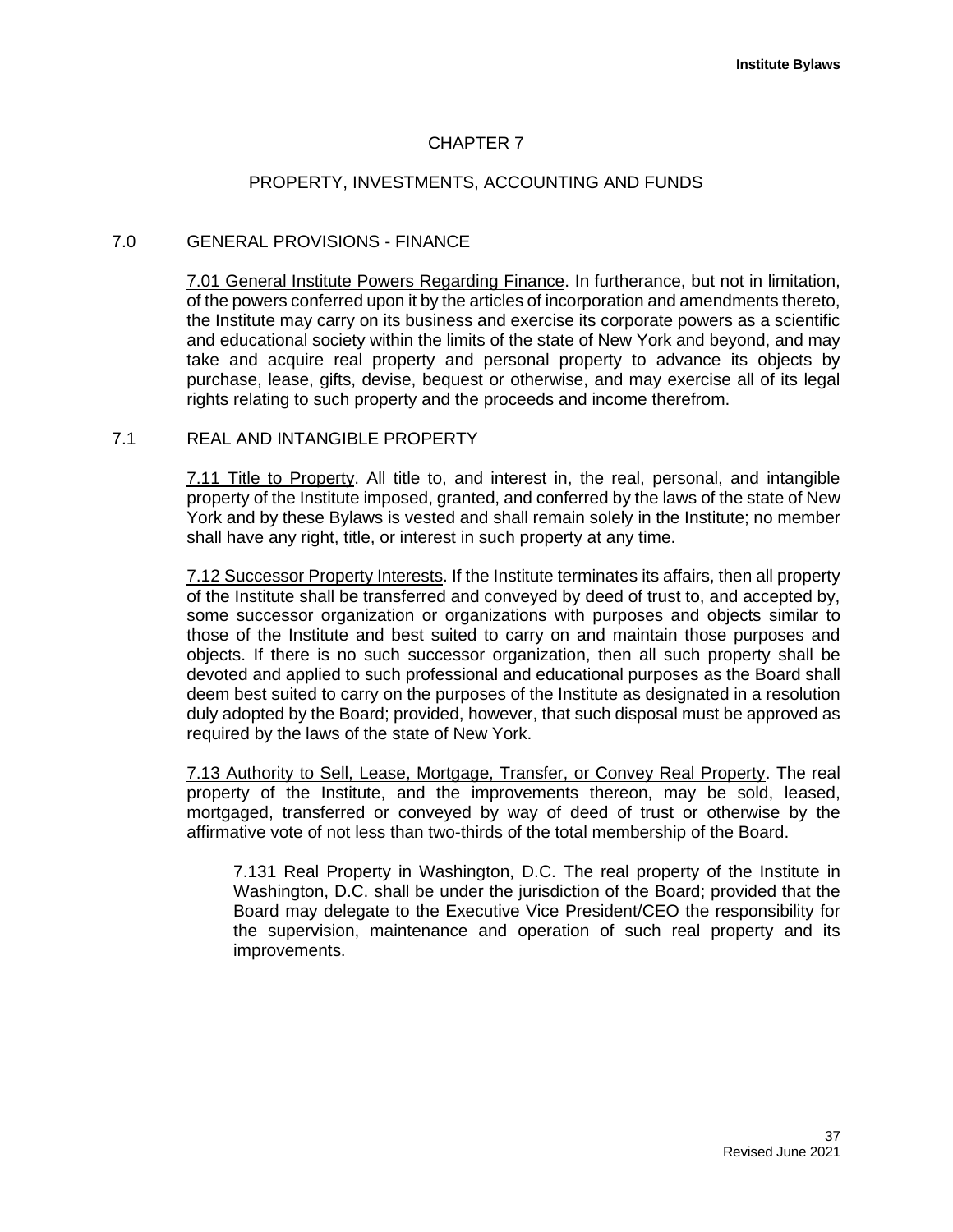# CHAPTER 7

## PROPERTY, INVESTMENTS, ACCOUNTING AND FUNDS

### 7.0 GENERAL PROVISIONS - FINANCE

7.01 General Institute Powers Regarding Finance. In furtherance, but not in limitation, of the powers conferred upon it by the articles of incorporation and amendments thereto, the Institute may carry on its business and exercise its corporate powers as a scientific and educational society within the limits of the state of New York and beyond, and may take and acquire real property and personal property to advance its objects by purchase, lease, gifts, devise, bequest or otherwise, and may exercise all of its legal rights relating to such property and the proceeds and income therefrom.

### 7.1 REAL AND INTANGIBLE PROPERTY

7.11 Title to Property. All title to, and interest in, the real, personal, and intangible property of the Institute imposed, granted, and conferred by the laws of the state of New York and by these Bylaws is vested and shall remain solely in the Institute; no member shall have any right, title, or interest in such property at any time.

7.12 Successor Property Interests. If the Institute terminates its affairs, then all property of the Institute shall be transferred and conveyed by deed of trust to, and accepted by, some successor organization or organizations with purposes and objects similar to those of the Institute and best suited to carry on and maintain those purposes and objects. If there is no such successor organization, then all such property shall be devoted and applied to such professional and educational purposes as the Board shall deem best suited to carry on the purposes of the Institute as designated in a resolution duly adopted by the Board; provided, however, that such disposal must be approved as required by the laws of the state of New York.

7.13 Authority to Sell, Lease, Mortgage, Transfer, or Convey Real Property. The real property of the Institute, and the improvements thereon, may be sold, leased, mortgaged, transferred or conveyed by way of deed of trust or otherwise by the affirmative vote of not less than two-thirds of the total membership of the Board.

7.131 Real Property in Washington, D.C. The real property of the Institute in Washington, D.C. shall be under the jurisdiction of the Board; provided that the Board may delegate to the Executive Vice President/CEO the responsibility for the supervision, maintenance and operation of such real property and its improvements.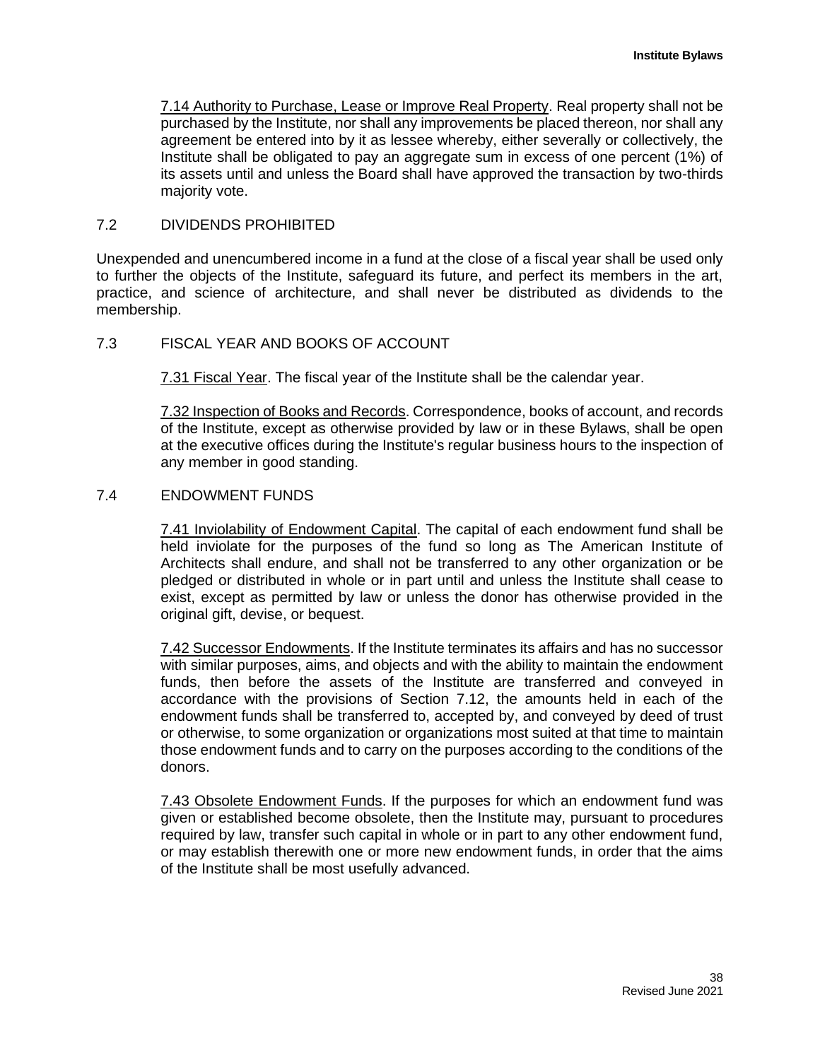7.14 Authority to Purchase, Lease or Improve Real Property. Real property shall not be purchased by the Institute, nor shall any improvements be placed thereon, nor shall any agreement be entered into by it as lessee whereby, either severally or collectively, the Institute shall be obligated to pay an aggregate sum in excess of one percent (1%) of its assets until and unless the Board shall have approved the transaction by two-thirds majority vote.

## 7.2 DIVIDENDS PROHIBITED

Unexpended and unencumbered income in a fund at the close of a fiscal year shall be used only to further the objects of the Institute, safeguard its future, and perfect its members in the art, practice, and science of architecture, and shall never be distributed as dividends to the membership.

## 7.3 FISCAL YEAR AND BOOKS OF ACCOUNT

7.31 Fiscal Year. The fiscal year of the Institute shall be the calendar year.

7.32 Inspection of Books and Records. Correspondence, books of account, and records of the Institute, except as otherwise provided by law or in these Bylaws, shall be open at the executive offices during the Institute's regular business hours to the inspection of any member in good standing.

## 7.4 ENDOWMENT FUNDS

7.41 Inviolability of Endowment Capital. The capital of each endowment fund shall be held inviolate for the purposes of the fund so long as The American Institute of Architects shall endure, and shall not be transferred to any other organization or be pledged or distributed in whole or in part until and unless the Institute shall cease to exist, except as permitted by law or unless the donor has otherwise provided in the original gift, devise, or bequest.

7.42 Successor Endowments. If the Institute terminates its affairs and has no successor with similar purposes, aims, and objects and with the ability to maintain the endowment funds, then before the assets of the Institute are transferred and conveyed in accordance with the provisions of Section 7.12, the amounts held in each of the endowment funds shall be transferred to, accepted by, and conveyed by deed of trust or otherwise, to some organization or organizations most suited at that time to maintain those endowment funds and to carry on the purposes according to the conditions of the donors.

7.43 Obsolete Endowment Funds. If the purposes for which an endowment fund was given or established become obsolete, then the Institute may, pursuant to procedures required by law, transfer such capital in whole or in part to any other endowment fund, or may establish therewith one or more new endowment funds, in order that the aims of the Institute shall be most usefully advanced.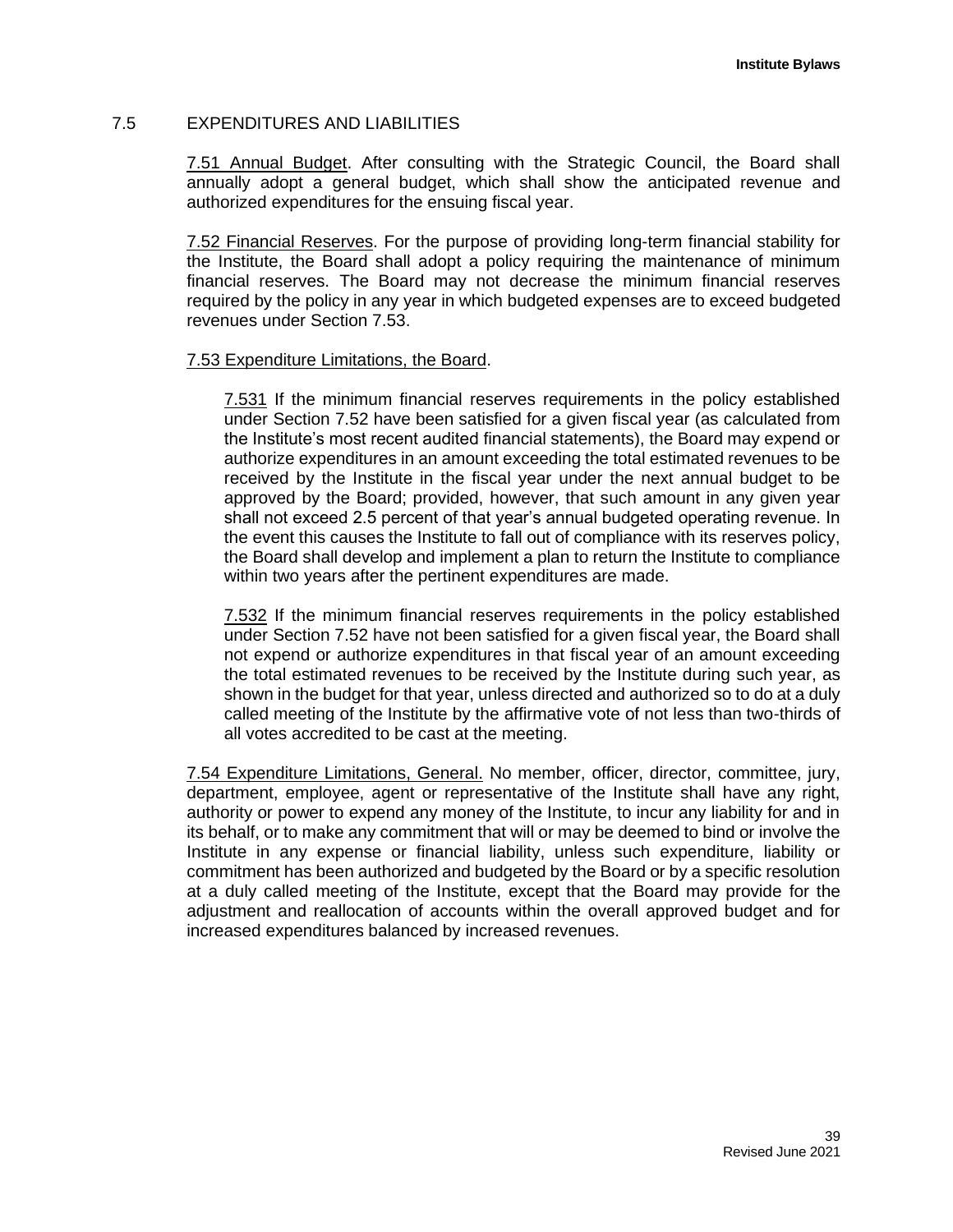## 7.5 EXPENDITURES AND LIABILITIES

7.51 Annual Budget. After consulting with the Strategic Council, the Board shall annually adopt a general budget, which shall show the anticipated revenue and authorized expenditures for the ensuing fiscal year.

7.52 Financial Reserves. For the purpose of providing long-term financial stability for the Institute, the Board shall adopt a policy requiring the maintenance of minimum financial reserves. The Board may not decrease the minimum financial reserves required by the policy in any year in which budgeted expenses are to exceed budgeted revenues under Section 7.53.

7.53 Expenditure Limitations, the Board.

7.531 If the minimum financial reserves requirements in the policy established under Section 7.52 have been satisfied for a given fiscal year (as calculated from the Institute's most recent audited financial statements), the Board may expend or authorize expenditures in an amount exceeding the total estimated revenues to be received by the Institute in the fiscal year under the next annual budget to be approved by the Board; provided, however, that such amount in any given year shall not exceed 2.5 percent of that year's annual budgeted operating revenue. In the event this causes the Institute to fall out of compliance with its reserves policy, the Board shall develop and implement a plan to return the Institute to compliance within two years after the pertinent expenditures are made.

7.532 If the minimum financial reserves requirements in the policy established under Section 7.52 have not been satisfied for a given fiscal year, the Board shall not expend or authorize expenditures in that fiscal year of an amount exceeding the total estimated revenues to be received by the Institute during such year, as shown in the budget for that year, unless directed and authorized so to do at a duly called meeting of the Institute by the affirmative vote of not less than two-thirds of all votes accredited to be cast at the meeting.

7.54 Expenditure Limitations, General. No member, officer, director, committee, jury, department, employee, agent or representative of the Institute shall have any right, authority or power to expend any money of the Institute, to incur any liability for and in its behalf, or to make any commitment that will or may be deemed to bind or involve the Institute in any expense or financial liability, unless such expenditure, liability or commitment has been authorized and budgeted by the Board or by a specific resolution at a duly called meeting of the Institute, except that the Board may provide for the adjustment and reallocation of accounts within the overall approved budget and for increased expenditures balanced by increased revenues.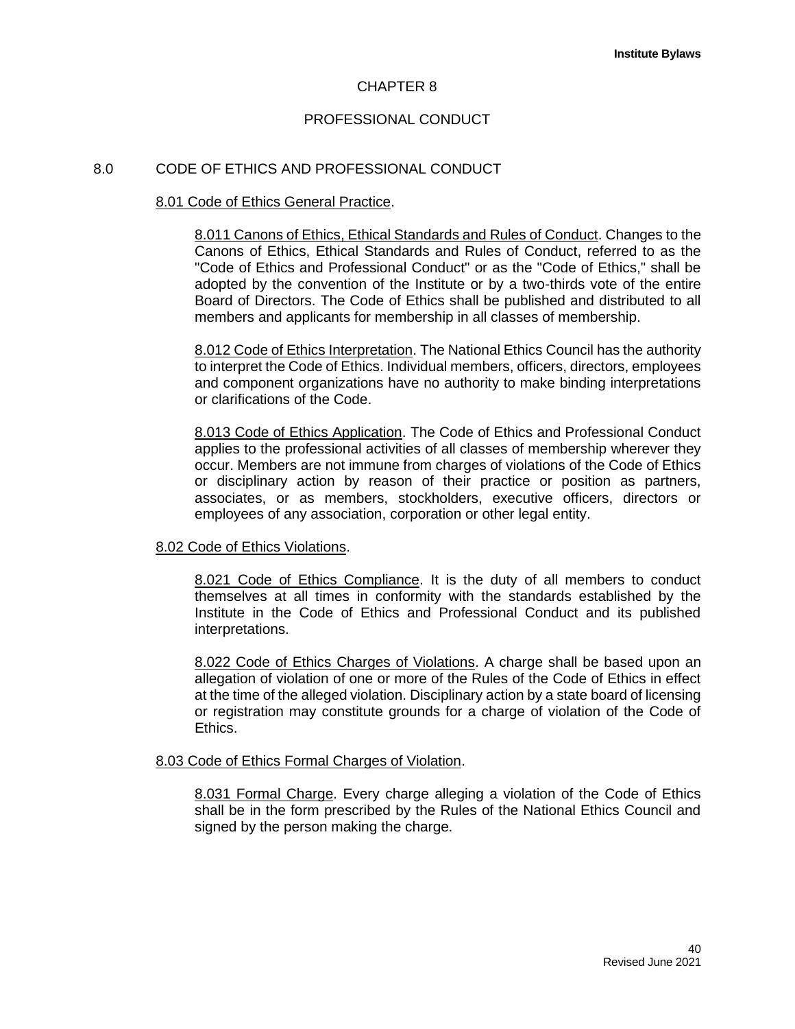# CHAPTER 8

## PROFESSIONAL CONDUCT

### 8.0 CODE OF ETHICS AND PROFESSIONAL CONDUCT

#### 8.01 Code of Ethics General Practice.

8.011 Canons of Ethics, Ethical Standards and Rules of Conduct. Changes to the Canons of Ethics, Ethical Standards and Rules of Conduct, referred to as the "Code of Ethics and Professional Conduct" or as the "Code of Ethics," shall be adopted by the convention of the Institute or by a two-thirds vote of the entire Board of Directors. The Code of Ethics shall be published and distributed to all members and applicants for membership in all classes of membership.

8.012 Code of Ethics Interpretation. The National Ethics Council has the authority to interpret the Code of Ethics. Individual members, officers, directors, employees and component organizations have no authority to make binding interpretations or clarifications of the Code.

8.013 Code of Ethics Application. The Code of Ethics and Professional Conduct applies to the professional activities of all classes of membership wherever they occur. Members are not immune from charges of violations of the Code of Ethics or disciplinary action by reason of their practice or position as partners, associates, or as members, stockholders, executive officers, directors or employees of any association, corporation or other legal entity.

#### 8.02 Code of Ethics Violations.

8.021 Code of Ethics Compliance. It is the duty of all members to conduct themselves at all times in conformity with the standards established by the Institute in the Code of Ethics and Professional Conduct and its published interpretations.

8.022 Code of Ethics Charges of Violations. A charge shall be based upon an allegation of violation of one or more of the Rules of the Code of Ethics in effect at the time of the alleged violation. Disciplinary action by a state board of licensing or registration may constitute grounds for a charge of violation of the Code of Ethics.

#### 8.03 Code of Ethics Formal Charges of Violation.

8.031 Formal Charge. Every charge alleging a violation of the Code of Ethics shall be in the form prescribed by the Rules of the National Ethics Council and signed by the person making the charge.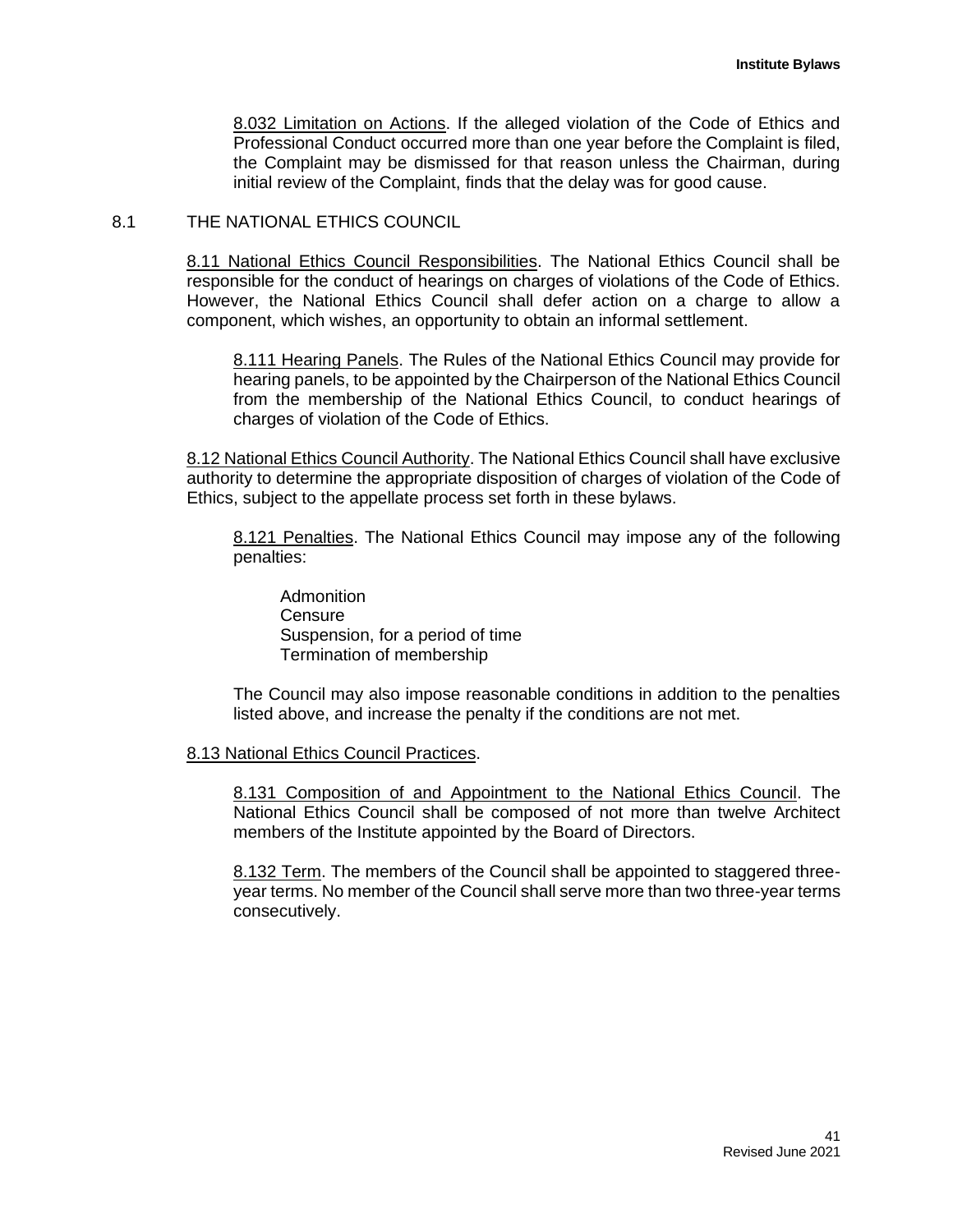8.032 Limitation on Actions. If the alleged violation of the Code of Ethics and Professional Conduct occurred more than one year before the Complaint is filed, the Complaint may be dismissed for that reason unless the Chairman, during initial review of the Complaint, finds that the delay was for good cause.

## 8.1 THE NATIONAL ETHICS COUNCIL

8.11 National Ethics Council Responsibilities. The National Ethics Council shall be responsible for the conduct of hearings on charges of violations of the Code of Ethics. However, the National Ethics Council shall defer action on a charge to allow a component, which wishes, an opportunity to obtain an informal settlement.

8.111 Hearing Panels. The Rules of the National Ethics Council may provide for hearing panels, to be appointed by the Chairperson of the National Ethics Council from the membership of the National Ethics Council, to conduct hearings of charges of violation of the Code of Ethics.

8.12 National Ethics Council Authority. The National Ethics Council shall have exclusive authority to determine the appropriate disposition of charges of violation of the Code of Ethics, subject to the appellate process set forth in these bylaws.

8.121 Penalties. The National Ethics Council may impose any of the following penalties:

Admonition  
Censure  
Suspension, for a period of time  
Termination of membership

The Council may also impose reasonable conditions in addition to the penalties listed above, and increase the penalty if the conditions are not met.

8.13 National Ethics Council Practices.

8.131 Composition of and Appointment to the National Ethics Council. The National Ethics Council shall be composed of not more than twelve Architect members of the Institute appointed by the Board of Directors.

8.132 Term. The members of the Council shall be appointed to staggered three-year terms. No member of the Council shall serve more than two three-year terms consecutively.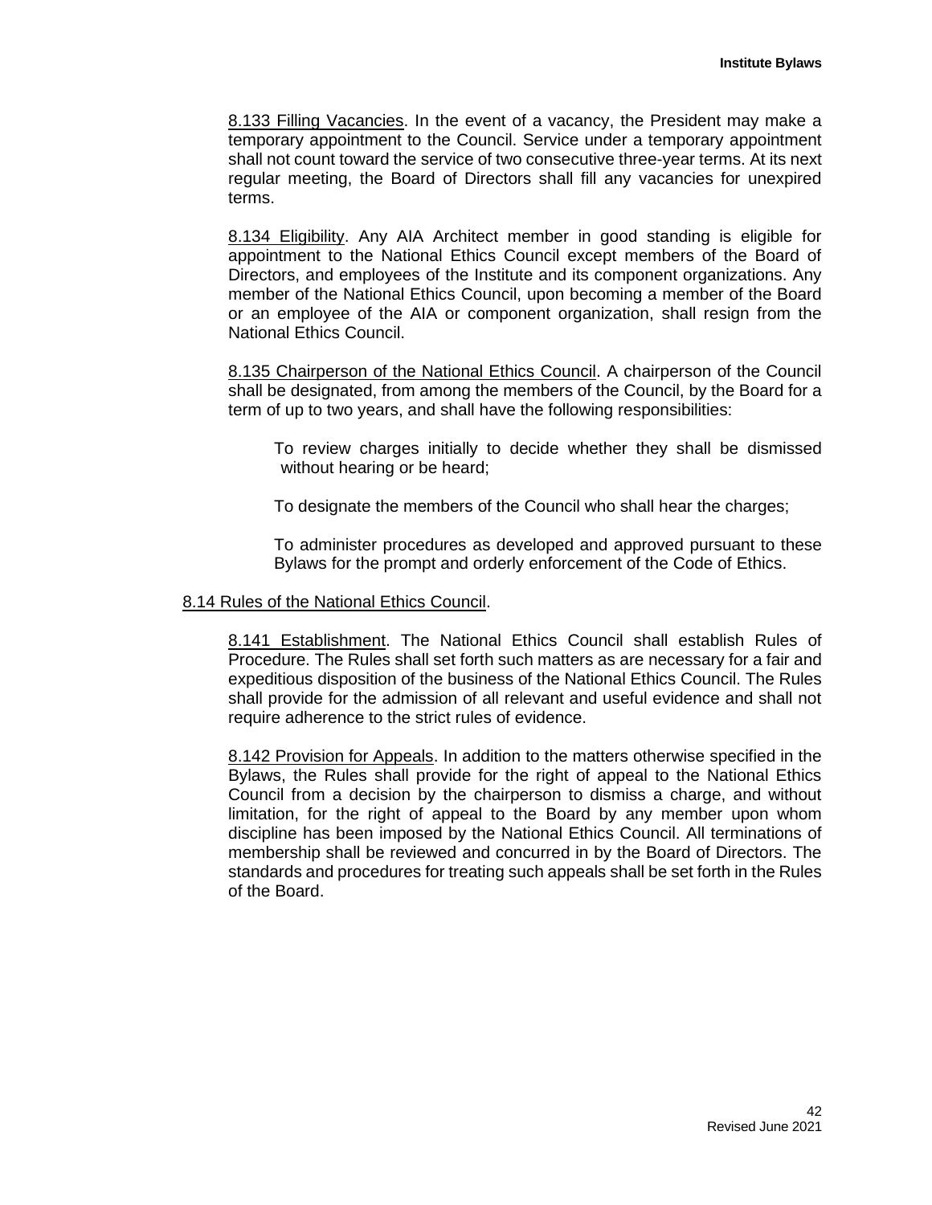8.133 Filling Vacancies. In the event of a vacancy, the President may make a temporary appointment to the Council. Service under a temporary appointment shall not count toward the service of two consecutive three-year terms. At its next regular meeting, the Board of Directors shall fill any vacancies for unexpired terms.

8.134 Eligibility. Any AIA Architect member in good standing is eligible for appointment to the National Ethics Council except members of the Board of Directors, and employees of the Institute and its component organizations. Any member of the National Ethics Council, upon becoming a member of the Board or an employee of the AIA or component organization, shall resign from the National Ethics Council.

8.135 Chairperson of the National Ethics Council. A chairperson of the Council shall be designated, from among the members of the Council, by the Board for a term of up to two years, and shall have the following responsibilities:

To review charges initially to decide whether they shall be dismissed without hearing or be heard;

To designate the members of the Council who shall hear the charges;

To administer procedures as developed and approved pursuant to these Bylaws for the prompt and orderly enforcement of the Code of Ethics.

8.14 Rules of the National Ethics Council.

8.141 Establishment. The National Ethics Council shall establish Rules of Procedure. The Rules shall set forth such matters as are necessary for a fair and expeditious disposition of the business of the National Ethics Council. The Rules shall provide for the admission of all relevant and useful evidence and shall not require adherence to the strict rules of evidence.

8.142 Provision for Appeals. In addition to the matters otherwise specified in the Bylaws, the Rules shall provide for the right of appeal to the National Ethics Council from a decision by the chairperson to dismiss a charge, and without limitation, for the right of appeal to the Board by any member upon whom discipline has been imposed by the National Ethics Council. All terminations of membership shall be reviewed and concurred in by the Board of Directors. The standards and procedures for treating such appeals shall be set forth in the Rules of the Board.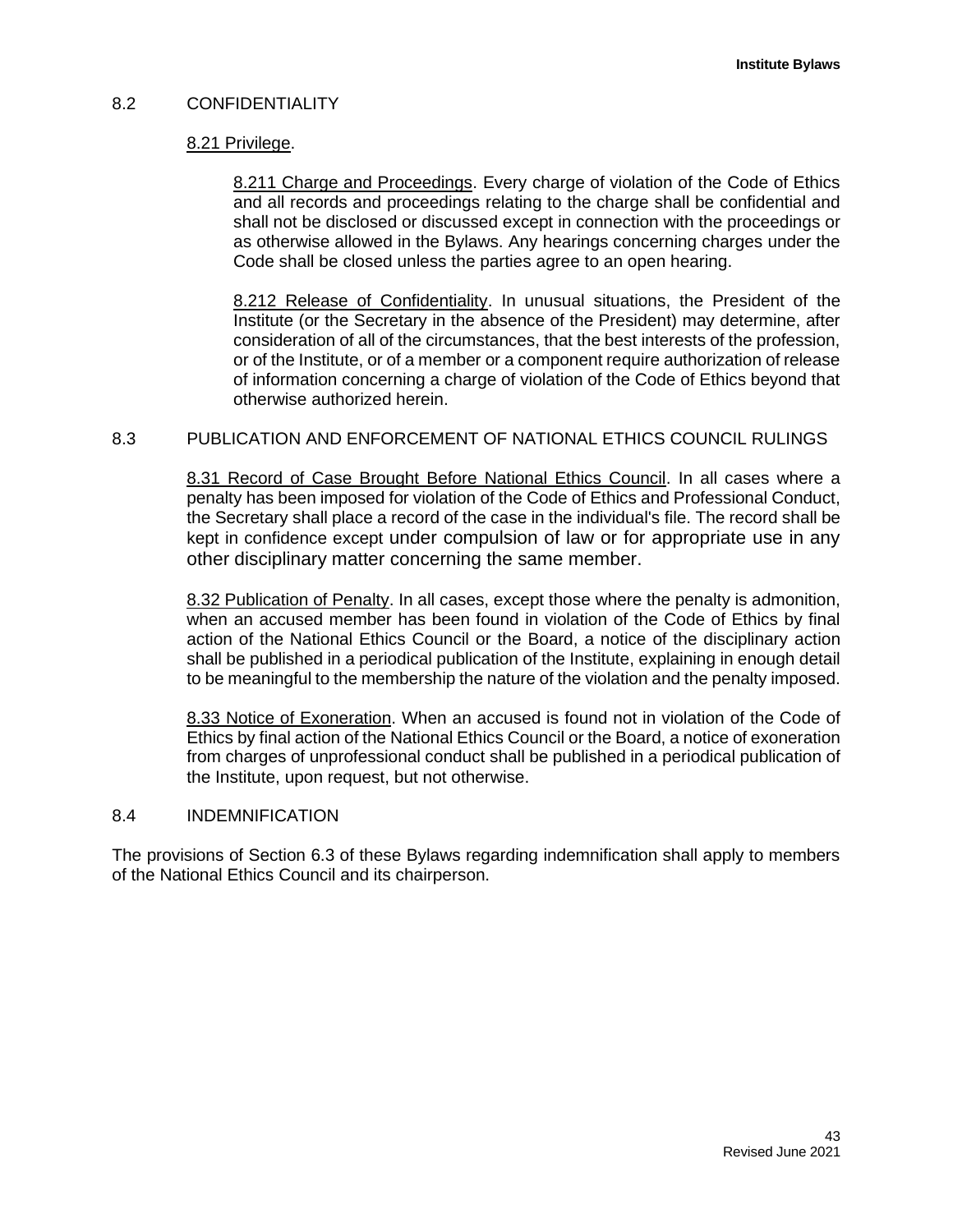## 8.2 CONFIDENTIALITY

8.21 Privilege.

8.211 Charge and Proceedings. Every charge of violation of the Code of Ethics and all records and proceedings relating to the charge shall be confidential and shall not be disclosed or discussed except in connection with the proceedings or as otherwise allowed in the Bylaws. Any hearings concerning charges under the Code shall be closed unless the parties agree to an open hearing.

8.212 Release of Confidentiality. In unusual situations, the President of the Institute (or the Secretary in the absence of the President) may determine, after consideration of all of the circumstances, that the best interests of the profession, or of the Institute, or of a member or a component require authorization of release of information concerning a charge of violation of the Code of Ethics beyond that otherwise authorized herein.

## 8.3 PUBLICATION AND ENFORCEMENT OF NATIONAL ETHICS COUNCIL RULINGS

8.31 Record of Case Brought Before National Ethics Council. In all cases where a penalty has been imposed for violation of the Code of Ethics and Professional Conduct, the Secretary shall place a record of the case in the individual's file. The record shall be kept in confidence except under compulsion of law or for appropriate use in any other disciplinary matter concerning the same member.

8.32 Publication of Penalty. In all cases, except those where the penalty is admonition, when an accused member has been found in violation of the Code of Ethics by final action of the National Ethics Council or the Board, a notice of the disciplinary action shall be published in a periodical publication of the Institute, explaining in enough detail to be meaningful to the membership the nature of the violation and the penalty imposed.

8.33 Notice of Exoneration. When an accused is found not in violation of the Code of Ethics by final action of the National Ethics Council or the Board, a notice of exoneration from charges of unprofessional conduct shall be published in a periodical publication of the Institute, upon request, but not otherwise.

## 8.4 INDEMNIFICATION

The provisions of Section 6.3 of these Bylaws regarding indemnification shall apply to members of the National Ethics Council and its chairperson.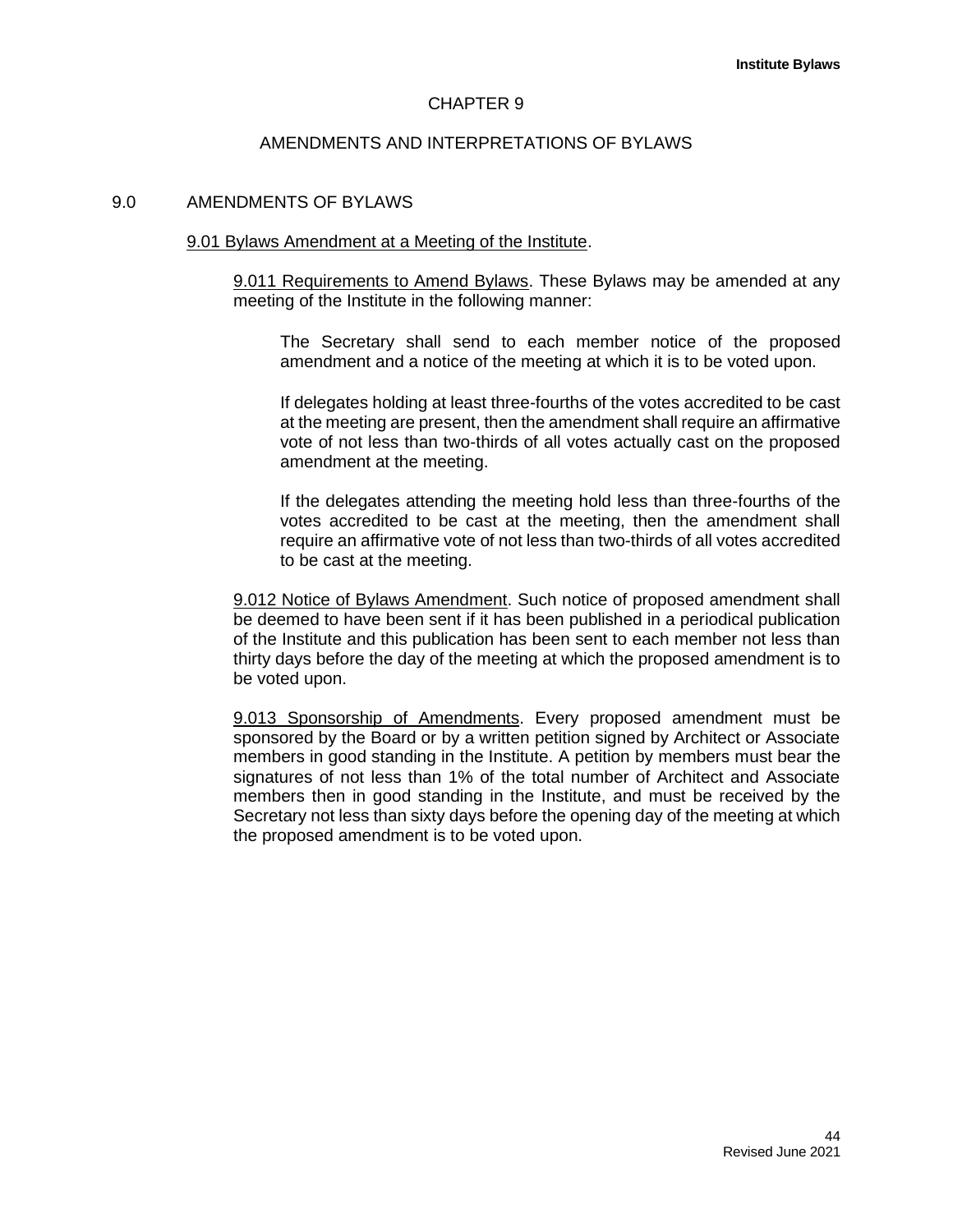# CHAPTER 9

## AMENDMENTS AND INTERPRETATIONS OF BYLAWS

### 9.0 AMENDMENTS OF BYLAWS

9.01 Bylaws Amendment at a Meeting of the Institute.

9.011 Requirements to Amend Bylaws. These Bylaws may be amended at any meeting of the Institute in the following manner:

The Secretary shall send to each member notice of the proposed amendment and a notice of the meeting at which it is to be voted upon.

If delegates holding at least three-fourths of the votes accredited to be cast at the meeting are present, then the amendment shall require an affirmative vote of not less than two-thirds of all votes actually cast on the proposed amendment at the meeting.

If the delegates attending the meeting hold less than three-fourths of the votes accredited to be cast at the meeting, then the amendment shall require an affirmative vote of not less than two-thirds of all votes accredited to be cast at the meeting.

9.012 Notice of Bylaws Amendment. Such notice of proposed amendment shall be deemed to have been sent if it has been published in a periodical publication of the Institute and this publication has been sent to each member not less than thirty days before the day of the meeting at which the proposed amendment is to be voted upon.

9.013 Sponsorship of Amendments. Every proposed amendment must be sponsored by the Board or by a written petition signed by Architect or Associate members in good standing in the Institute. A petition by members must bear the signatures of not less than 1% of the total number of Architect and Associate members then in good standing in the Institute, and must be received by the Secretary not less than sixty days before the opening day of the meeting at which the proposed amendment is to be voted upon.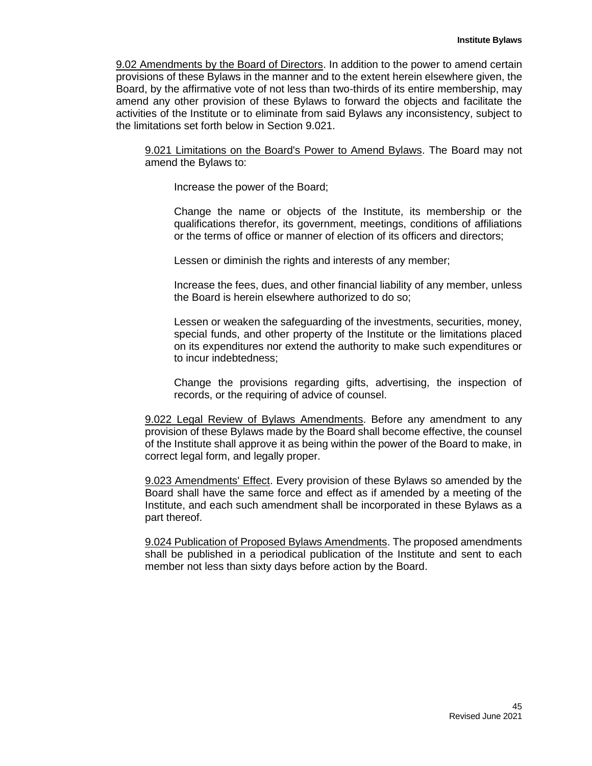9.02 Amendments by the Board of Directors. In addition to the power to amend certain provisions of these Bylaws in the manner and to the extent herein elsewhere given, the Board, by the affirmative vote of not less than two-thirds of its entire membership, may amend any other provision of these Bylaws to forward the objects and facilitate the activities of the Institute or to eliminate from said Bylaws any inconsistency, subject to the limitations set forth below in Section 9.021.

9.021 Limitations on the Board's Power to Amend Bylaws. The Board may not amend the Bylaws to:

Increase the power of the Board;

Change the name or objects of the Institute, its membership or the qualifications therefor, its government, meetings, conditions of affiliations or the terms of office or manner of election of its officers and directors;

Lessen or diminish the rights and interests of any member;

Increase the fees, dues, and other financial liability of any member, unless the Board is herein elsewhere authorized to do so;

Lessen or weaken the safeguarding of the investments, securities, money, special funds, and other property of the Institute or the limitations placed on its expenditures nor extend the authority to make such expenditures or to incur indebtedness;

Change the provisions regarding gifts, advertising, the inspection of records, or the requiring of advice of counsel.

9.022 Legal Review of Bylaws Amendments. Before any amendment to any provision of these Bylaws made by the Board shall become effective, the counsel of the Institute shall approve it as being within the power of the Board to make, in correct legal form, and legally proper.

9.023 Amendments' Effect. Every provision of these Bylaws so amended by the Board shall have the same force and effect as if amended by a meeting of the Institute, and each such amendment shall be incorporated in these Bylaws as a part thereof.

9.024 Publication of Proposed Bylaws Amendments. The proposed amendments shall be published in a periodical publication of the Institute and sent to each member not less than sixty days before action by the Board.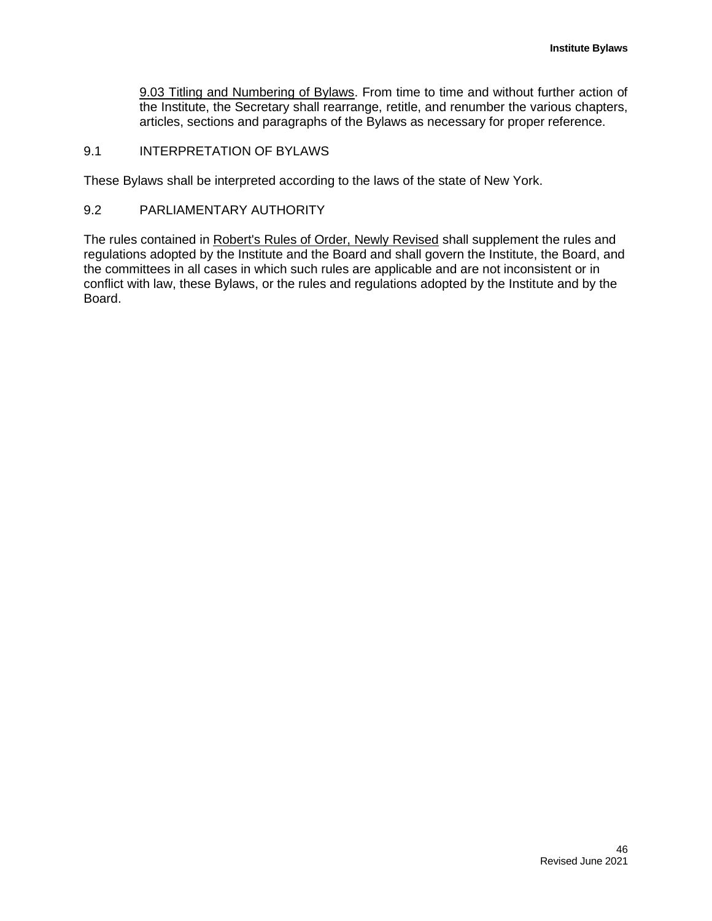9.03 Titling and Numbering of Bylaws. From time to time and without further action of the Institute, the Secretary shall rearrange, retitle, and renumber the various chapters, articles, sections and paragraphs of the Bylaws as necessary for proper reference.

## 9.1 INTERPRETATION OF BYLAWS

These Bylaws shall be interpreted according to the laws of the state of New York.

## 9.2 PARLIAMENTARY AUTHORITY

The rules contained in Robert's Rules of Order, Newly Revised shall supplement the rules and regulations adopted by the Institute and the Board and shall govern the Institute, the Board, and the committees in all cases in which such rules are applicable and are not inconsistent or in conflict with law, these Bylaws, or the rules and regulations adopted by the Institute and by the Board.